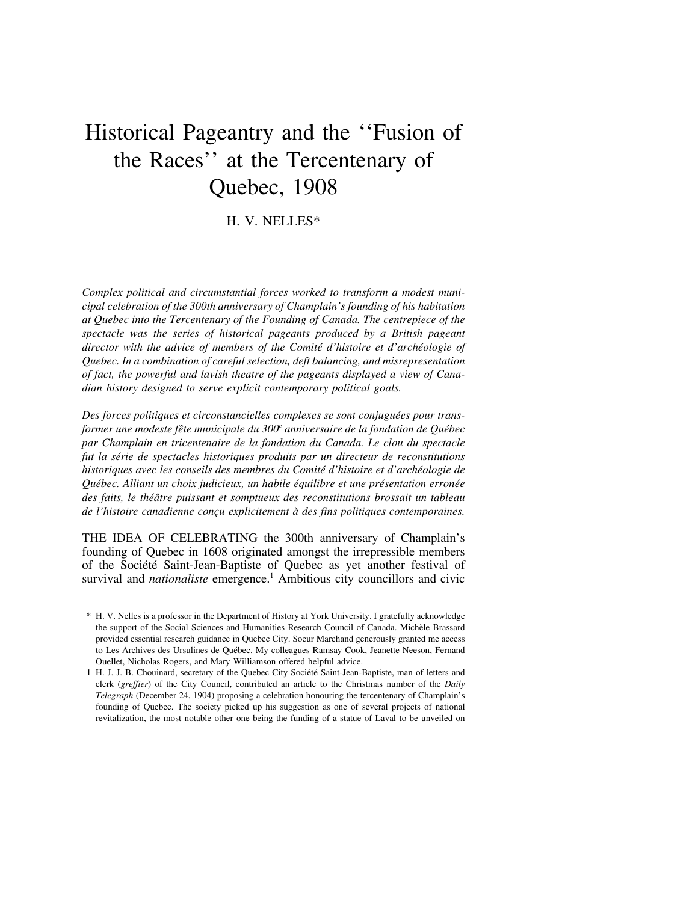# Historical Pageantry and the ''Fusion of the Races'' at the Tercentenary of Quebec, 1908

H. V. NELLES*

*Complex political and circumstantial forces worked to transform a modest municipal celebration of the 300th anniversary of Champlain's founding of his habitation at Quebec into the Tercentenary of the Founding of Canada. The centrepiece of the spectacle was the series of historical pageants produced by a British pageant director with the advice of members of the Comité d'histoire et d'archéologie of Quebec. In a combination of careful selection, deft balancing, and misrepresentation of fact, the powerful and lavish theatre of the pageants displayed a view of Canadian history designed to serve explicit contemporary political goals.*

*Des forces politiques et circonstancielles complexes se sont conjuguées pour transformer une modeste fête municipale du 300e anniversaire de la fondation de Québec par Champlain en tricentenaire de la fondation du Canada. Le clou du spectacle fut la série de spectacles historiques produits par un directeur de reconstitutions historiques avec les conseils des membres du Comité d'histoire et d'archéologie de Québec. Alliant un choix judicieux, un habile équilibre et une présentation erronée des faits, le théâtre puissant et somptueux des reconstitutions brossait un tableau de l'histoire canadienne conçu explicitement à des fins politiques contemporaines.*

THE IDEA OF CELEBRATING the 300th anniversary of Champlain's founding of Quebec in 1608 originated amongst the irrepressible members of the Société Saint-Jean-Baptiste of Quebec as yet another festival of survival and *nationaliste* emergence.[1] Ambitious city councillors and civic

\* H. V. Nelles is a professor in the Department of History at York University. I gratefully acknowledge the support of the Social Sciences and Humanities Research Council of Canada. Michèle Brassard provided essential research guidance in Quebec City. Soeur Marchand generously granted me access to Les Archives des Ursulines de Québec. My colleagues Ramsay Cook, Jeanette Neeson, Fernand Ouellet, Nicholas Rogers, and Mary Williamson offered helpful advice.

1 H. J. J. B. Chouinard, secretary of the Quebec City Société Saint-Jean-Baptiste, man of letters and clerk (*greffier*) of the City Council, contributed an article to the Christmas number of the *Daily Telegraph* (December 24, 1904) proposing a celebration honouring the tercentenary of Champlain's founding of Quebec. The society picked up his suggestion as one of several projects of national revitalization, the most notable other one being the funding of a statue of Laval to be unveiled on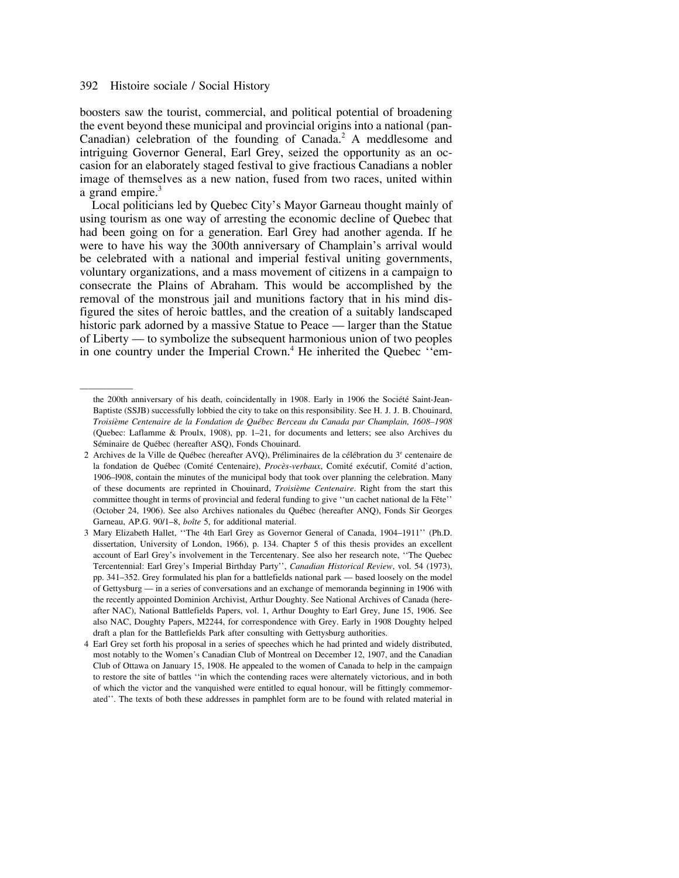boosters saw the tourist, commercial, and political potential of broadening the event beyond these municipal and provincial origins into a national (pan-Canadian) celebration of the founding of Canada.[2] A meddlesome and intriguing Governor General, Earl Grey, seized the opportunity as an occasion for an elaborately staged festival to give fractious Canadians a nobler image of themselves as a new nation, fused from two races, united within a grand empire.[3]

Local politicians led by Quebec City's Mayor Garneau thought mainly of using tourism as one way of arresting the economic decline of Quebec that had been going on for a generation. Earl Grey had another agenda. If he were to have his way the 300th anniversary of Champlain's arrival would be celebrated with a national and imperial festival uniting governments, voluntary organizations, and a mass movement of citizens in a campaign to consecrate the Plains of Abraham. This would be accomplished by the removal of the monstrous jail and munitions factory that in his mind disfigured the sites of heroic battles, and the creation of a suitably landscaped historic park adorned by a massive Statue to Peace — larger than the Statue of Liberty — to symbolize the subsequent harmonious union of two peoples in one country under the Imperial Crown.[4] He inherited the Quebec ''em-

---

the 200th anniversary of his death, coincidentally in 1908. Early in 1906 the Société Saint-Jean-Baptiste (SSJB) successfully lobbied the city to take on this responsibility. See H. J. J. B. Chouinard, *Troisième Centenaire de la Fondation de Québec Berceau du Canada par Champlain, 1608–1908* (Quebec: Laflamme & Proulx, 1908), pp. 1–21, for documents and letters; see also Archives du Séminaire de Québec (hereafter ASQ), Fonds Chouinard.

2 Archives de la Ville de Québec (hereafter AVQ), Préliminaires de la célébration du 3[e] centenaire de la fondation de Québec (Comité Centenaire), *Procès-verbaux*, Comité exécutif, Comité d'action, 1906–l908, contain the minutes of the municipal body that took over planning the celebration. Many of these documents are reprinted in Chouinard, *Troisième Centenaire*. Right from the start this committee thought in terms of provincial and federal funding to give ''un cachet national de la Fête'' (October 24, 1906). See also Archives nationales du Québec (hereafter ANQ), Fonds Sir Georges Garneau, AP.G. 90/1–8, *boîte* 5, for additional material.

3 Mary Elizabeth Hallet, ''The 4th Earl Grey as Governor General of Canada, 1904–1911'' (Ph.D. dissertation, University of London, 1966), p. 134. Chapter 5 of this thesis provides an excellent account of Earl Grey's involvement in the Tercentenary. See also her research note, ''The Quebec Tercentennial: Earl Grey's Imperial Birthday Party'', *Canadian Historical Review*, vol. 54 (1973), pp. 341–352. Grey formulated his plan for a battlefields national park — based loosely on the model of Gettysburg — in a series of conversations and an exchange of memoranda beginning in 1906 with the recently appointed Dominion Archivist, Arthur Doughty. See National Archives of Canada (hereafter NAC), National Battlefields Papers, vol. 1, Arthur Doughty to Earl Grey, June 15, 1906. See also NAC, Doughty Papers, M2244, for correspondence with Grey. Early in 1908 Doughty helped draft a plan for the Battlefields Park after consulting with Gettysburg authorities.

4 Earl Grey set forth his proposal in a series of speeches which he had printed and widely distributed, most notably to the Women's Canadian Club of Montreal on December 12, 1907, and the Canadian Club of Ottawa on January 15, 1908. He appealed to the women of Canada to help in the campaign to restore the site of battles ''in which the contending races were alternately victorious, and in both of which the victor and the vanquished were entitled to equal honour, will be fittingly commemorated''. The texts of both these addresses in pamphlet form are to be found with related material in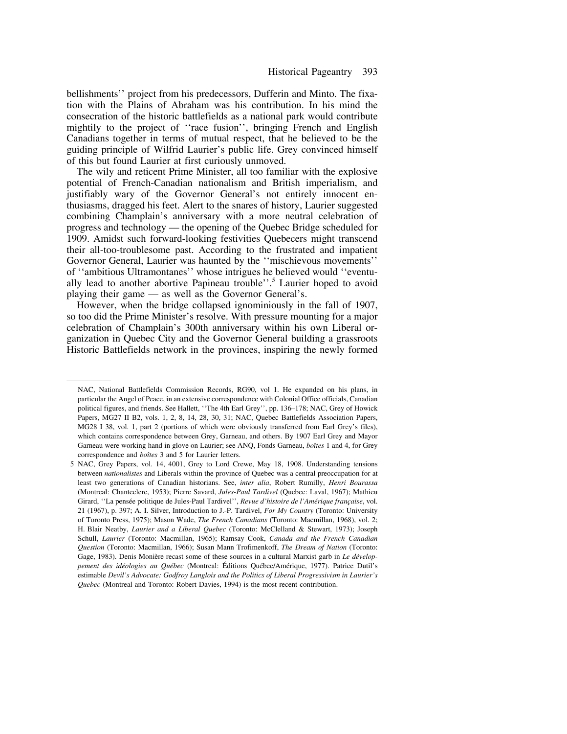bellishments'' project from his predecessors, Dufferin and Minto. The fixation with the Plains of Abraham was his contribution. In his mind the consecration of the historic battlefields as a national park would contribute mightily to the project of ''race fusion'', bringing French and English Canadians together in terms of mutual respect, that he believed to be the guiding principle of Wilfrid Laurier's public life. Grey convinced himself of this but found Laurier at first curiously unmoved.

The wily and reticent Prime Minister, all too familiar with the explosive potential of French-Canadian nationalism and British imperialism, and justifiably wary of the Governor General's not entirely innocent enthusiasms, dragged his feet. Alert to the snares of history, Laurier suggested combining Champlain's anniversary with a more neutral celebration of progress and technology — the opening of the Quebec Bridge scheduled for 1909. Amidst such forward-looking festivities Quebecers might transcend their all-too-troublesome past. According to the frustrated and impatient Governor General, Laurier was haunted by the ''mischievous movements'' of ''ambitious Ultramontanes'' whose intrigues he believed would ''eventually lead to another abortive Papineau trouble''.[5] Laurier hoped to avoid playing their game — as well as the Governor General's.

However, when the bridge collapsed ignominiously in the fall of 1907, so too did the Prime Minister's resolve. With pressure mounting for a major celebration of Champlain's 300th anniversary within his own Liberal organization in Quebec City and the Governor General building a grassroots Historic Battlefields network in the provinces, inspiring the newly formed

---

NAC, National Battlefields Commission Records, RG90, vol 1. He expanded on his plans, in particular the Angel of Peace, in an extensive correspondence with Colonial Office officials, Canadian political figures, and friends. See Hallett, ''The 4th Earl Grey'', pp. 136–178; NAC, Grey of Howick Papers, MG27 II B2, vols. 1, 2, 8, 14, 28, 30, 31; NAC, Quebec Battlefields Association Papers, MG28 I 38, vol. 1, part 2 (portions of which were obviously transferred from Earl Grey's files), which contains correspondence between Grey, Garneau, and others. By 1907 Earl Grey and Mayor Garneau were working hand in glove on Laurier; see ANQ, Fonds Garneau, *boîtes* 1 and 4, for Grey correspondence and *boîtes* 3 and 5 for Laurier letters.

5 NAC, Grey Papers, vol. 14, 4001, Grey to Lord Crewe, May 18, 1908. Understanding tensions between *nationalistes* and Liberals within the province of Quebec was a central preoccupation for at least two generations of Canadian historians. See, *inter alia*, Robert Rumilly, *Henri Bourassa* (Montreal: Chanteclerc, 1953); Pierre Savard, *Jules-Paul Tardivel* (Quebec: Laval, 1967); Mathieu Girard, ''La pensée politique de Jules-Paul Tardivel'', *Revue d'histoire de l'Amérique française*, vol. 21 (1967), p. 397; A. I. Silver, Introduction to J.-P. Tardivel, *For My Country* (Toronto: University of Toronto Press, 1975); Mason Wade, *The French Canadians* (Toronto: Macmillan, 1968), vol. 2; H. Blair Neatby, *Laurier and a Liberal Quebec* (Toronto: McClelland & Stewart, 1973); Joseph Schull, *Laurier* (Toronto: Macmillan, 1965); Ramsay Cook, *Canada and the French Canadian Question* (Toronto: Macmillan, 1966); Susan Mann Trofimenkoff, *The Dream of Nation* (Toronto: Gage, 1983). Denis Monière recast some of these sources in a cultural Marxist garb in *Le développement des idéologies au Québec* (Montreal: Éditions Québec/Amérique, 1977). Patrice Dutil's estimable *Devil's Advocate: Godfroy Langlois and the Politics of Liberal Progressivism in Laurier's Quebec* (Montreal and Toronto: Robert Davies, 1994) is the most recent contribution.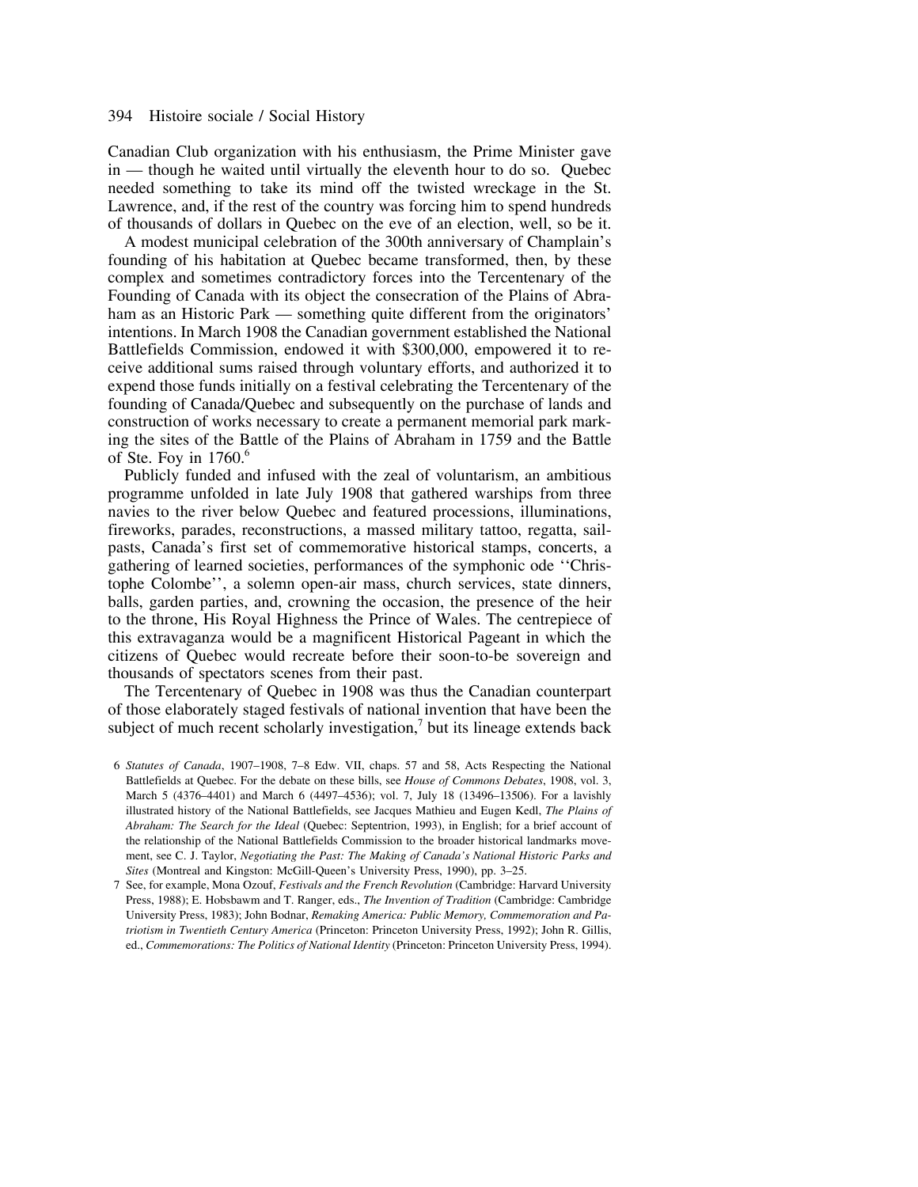Canadian Club organization with his enthusiasm, the Prime Minister gave in — though he waited until virtually the eleventh hour to do so. Quebec needed something to take its mind off the twisted wreckage in the St. Lawrence, and, if the rest of the country was forcing him to spend hundreds of thousands of dollars in Quebec on the eve of an election, well, so be it.

A modest municipal celebration of the 300th anniversary of Champlain's founding of his habitation at Quebec became transformed, then, by these complex and sometimes contradictory forces into the Tercentenary of the Founding of Canada with its object the consecration of the Plains of Abraham as an Historic Park — something quite different from the originators' intentions. In March 1908 the Canadian government established the National Battlefields Commission, endowed it with $300,000, empowered it to receive additional sums raised through voluntary efforts, and authorized it to expend those funds initially on a festival celebrating the Tercentenary of the founding of Canada/Quebec and subsequently on the purchase of lands and construction of works necessary to create a permanent memorial park marking the sites of the Battle of the Plains of Abraham in 1759 and the Battle of Ste. Foy in 1760.[6]

Publicly funded and infused with the zeal of voluntarism, an ambitious programme unfolded in late July 1908 that gathered warships from three navies to the river below Quebec and featured processions, illuminations, fireworks, parades, reconstructions, a massed military tattoo, regatta, sail-pasts, Canada's first set of commemorative historical stamps, concerts, a gathering of learned societies, performances of the symphonic ode ''Christophe Colombe'', a solemn open-air mass, church services, state dinners, balls, garden parties, and, crowning the occasion, the presence of the heir to the throne, His Royal Highness the Prince of Wales. The centrepiece of this extravaganza would be a magnificent Historical Pageant in which the citizens of Quebec would recreate before their soon-to-be sovereign and thousands of spectators scenes from their past.

The Tercentenary of Quebec in 1908 was thus the Canadian counterpart of those elaborately staged festivals of national invention that have been the subject of much recent scholarly investigation,[7] but its lineage extends back

6 *Statutes of Canada*, 1907–1908, 7–8 Edw. VII, chaps. 57 and 58, Acts Respecting the National Battlefields at Quebec. For the debate on these bills, see *House of Commons Debates*, 1908, vol. 3, March 5 (4376–4401) and March 6 (4497–4536); vol. 7, July 18 (13496–13506). For a lavishly illustrated history of the National Battlefields, see Jacques Mathieu and Eugen Kedl, *The Plains of Abraham: The Search for the Ideal* (Quebec: Septentrion, 1993), in English; for a brief account of the relationship of the National Battlefields Commission to the broader historical landmarks movement, see C. J. Taylor, *Negotiating the Past: The Making of Canada's National Historic Parks and Sites* (Montreal and Kingston: McGill-Queen's University Press, 1990), pp. 3–25.

7 See, for example, Mona Ozouf, *Festivals and the French Revolution* (Cambridge: Harvard University Press, 1988); E. Hobsbawm and T. Ranger, eds., *The Invention of Tradition* (Cambridge: Cambridge University Press, 1983); John Bodnar, *Remaking America: Public Memory, Commemoration and Patriotism in Twentieth Century America* (Princeton: Princeton University Press, 1992); John R. Gillis, ed., *Commemorations: The Politics of National Identity* (Princeton: Princeton University Press, 1994).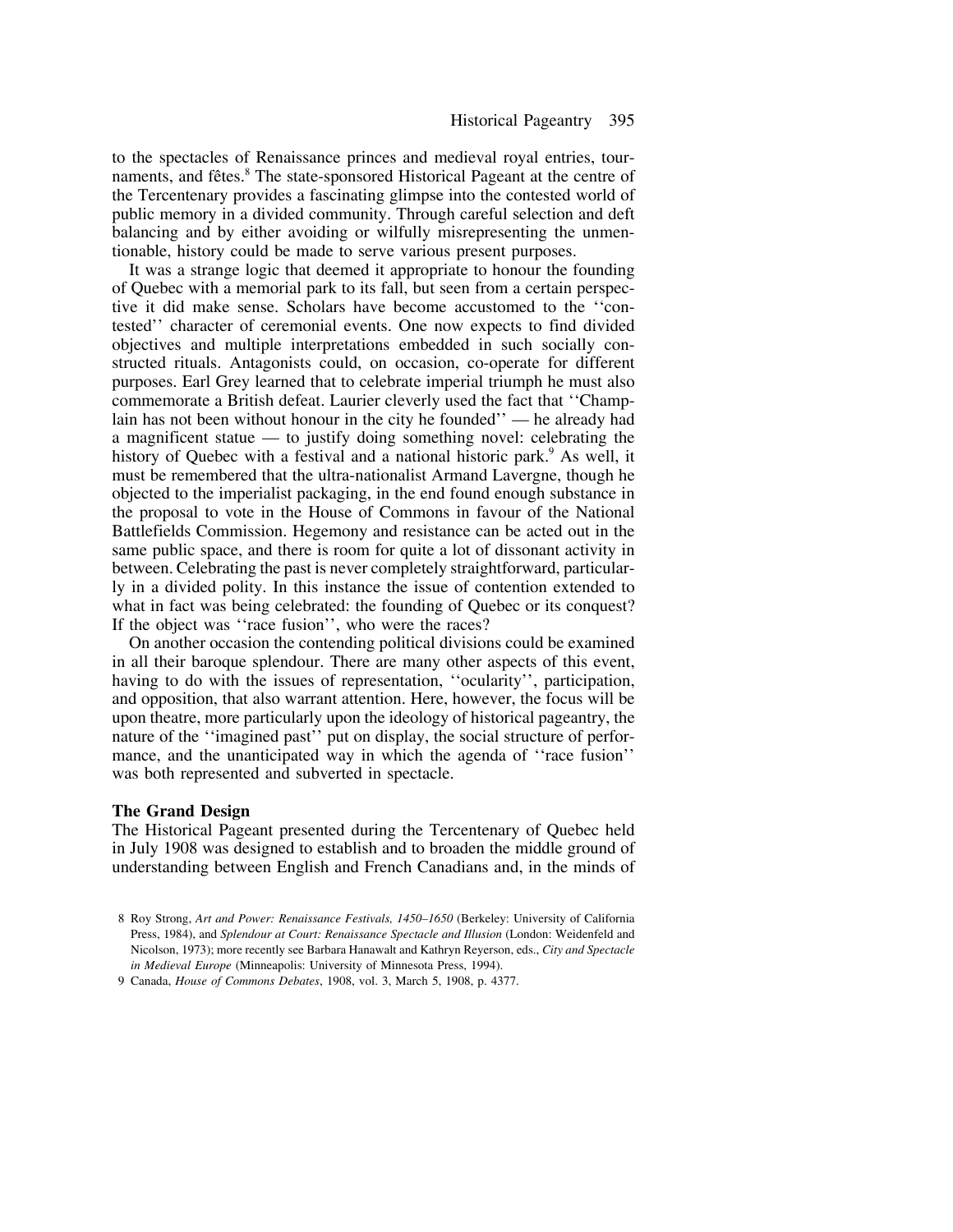to the spectacles of Renaissance princes and medieval royal entries, tournaments, and fêtes.[8] The state-sponsored Historical Pageant at the centre of the Tercentenary provides a fascinating glimpse into the contested world of public memory in a divided community. Through careful selection and deft balancing and by either avoiding or wilfully misrepresenting the unmentionable, history could be made to serve various present purposes.

It was a strange logic that deemed it appropriate to honour the founding of Quebec with a memorial park to its fall, but seen from a certain perspective it did make sense. Scholars have become accustomed to the ''contested'' character of ceremonial events. One now expects to find divided objectives and multiple interpretations embedded in such socially constructed rituals. Antagonists could, on occasion, co-operate for different purposes. Earl Grey learned that to celebrate imperial triumph he must also commemorate a British defeat. Laurier cleverly used the fact that ''Champlain has not been without honour in the city he founded'' — he already had a magnificent statue — to justify doing something novel: celebrating the history of Quebec with a festival and a national historic park.[9] As well, it must be remembered that the ultra-nationalist Armand Lavergne, though he objected to the imperialist packaging, in the end found enough substance in the proposal to vote in the House of Commons in favour of the National Battlefields Commission. Hegemony and resistance can be acted out in the same public space, and there is room for quite a lot of dissonant activity in between. Celebrating the past is never completely straightforward, particularly in a divided polity. In this instance the issue of contention extended to what in fact was being celebrated: the founding of Quebec or its conquest? If the object was ''race fusion'', who were the races?

On another occasion the contending political divisions could be examined in all their baroque splendour. There are many other aspects of this event, having to do with the issues of representation, ''ocularity'', participation, and opposition, that also warrant attention. Here, however, the focus will be upon theatre, more particularly upon the ideology of historical pageantry, the nature of the ''imagined past'' put on display, the social structure of performance, and the unanticipated way in which the agenda of ''race fusion'' was both represented and subverted in spectacle.

## The Grand Design

The Historical Pageant presented during the Tercentenary of Quebec held in July 1908 was designed to establish and to broaden the middle ground of understanding between English and French Canadians and, in the minds of

8 Roy Strong, *Art and Power: Renaissance Festivals, 1450–1650* (Berkeley: University of California Press, 1984), and *Splendour at Court: Renaissance Spectacle and Illusion* (London: Weidenfeld and Nicolson, 1973); more recently see Barbara Hanawalt and Kathryn Reyerson, eds., *City and Spectacle in Medieval Europe* (Minneapolis: University of Minnesota Press, 1994).

9 Canada, *House of Commons Debates*, 1908, vol. 3, March 5, 1908, p. 4377.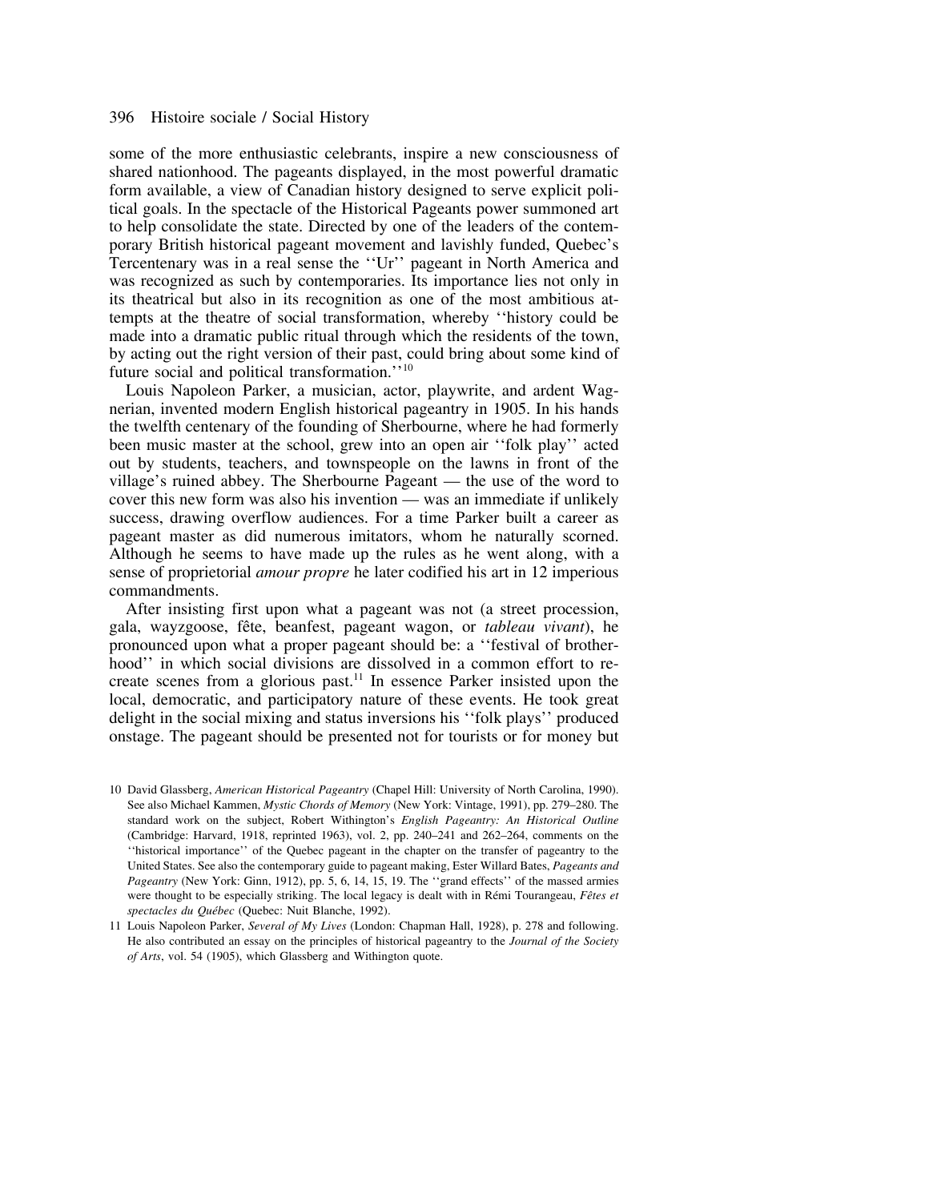some of the more enthusiastic celebrants, inspire a new consciousness of shared nationhood. The pageants displayed, in the most powerful dramatic form available, a view of Canadian history designed to serve explicit political goals. In the spectacle of the Historical Pageants power summoned art to help consolidate the state. Directed by one of the leaders of the contemporary British historical pageant movement and lavishly funded, Quebec's Tercentenary was in a real sense the ''Ur'' pageant in North America and was recognized as such by contemporaries. Its importance lies not only in its theatrical but also in its recognition as one of the most ambitious attempts at the theatre of social transformation, whereby ''history could be made into a dramatic public ritual through which the residents of the town, by acting out the right version of their past, could bring about some kind of future social and political transformation.''[10]

Louis Napoleon Parker, a musician, actor, playwrite, and ardent Wagnerian, invented modern English historical pageantry in 1905. In his hands the twelfth centenary of the founding of Sherbourne, where he had formerly been music master at the school, grew into an open air ''folk play'' acted out by students, teachers, and townspeople on the lawns in front of the village's ruined abbey. The Sherbourne Pageant — the use of the word to cover this new form was also his invention — was an immediate if unlikely success, drawing overflow audiences. For a time Parker built a career as pageant master as did numerous imitators, whom he naturally scorned. Although he seems to have made up the rules as he went along, with a sense of proprietorial *amour propre* he later codified his art in 12 imperious commandments.

After insisting first upon what a pageant was not (a street procession, gala, wayzgoose, fête, beanfest, pageant wagon, or *tableau vivant*), he pronounced upon what a proper pageant should be: a ''festival of brotherhood'' in which social divisions are dissolved in a common effort to recreate scenes from a glorious past.[11] In essence Parker insisted upon the local, democratic, and participatory nature of these events. He took great delight in the social mixing and status inversions his ''folk plays'' produced onstage. The pageant should be presented not for tourists or for money but

10 David Glassberg, *American Historical Pageantry* (Chapel Hill: University of North Carolina, 1990). See also Michael Kammen, *Mystic Chords of Memory* (New York: Vintage, 1991), pp. 279–280. The standard work on the subject, Robert Withington's *English Pageantry: An Historical Outline* (Cambridge: Harvard, 1918, reprinted 1963), vol. 2, pp. 240–241 and 262–264, comments on the ''historical importance'' of the Quebec pageant in the chapter on the transfer of pageantry to the United States. See also the contemporary guide to pageant making, Ester Willard Bates, *Pageants and Pageantry* (New York: Ginn, 1912), pp. 5, 6, 14, 15, 19. The ''grand effects'' of the massed armies were thought to be especially striking. The local legacy is dealt with in Rémi Tourangeau, *Fêtes et spectacles du Québec* (Quebec: Nuit Blanche, 1992).

11 Louis Napoleon Parker, *Several of My Lives* (London: Chapman Hall, 1928), p. 278 and following. He also contributed an essay on the principles of historical pageantry to the *Journal of the Society of Arts*, vol. 54 (1905), which Glassberg and Withington quote.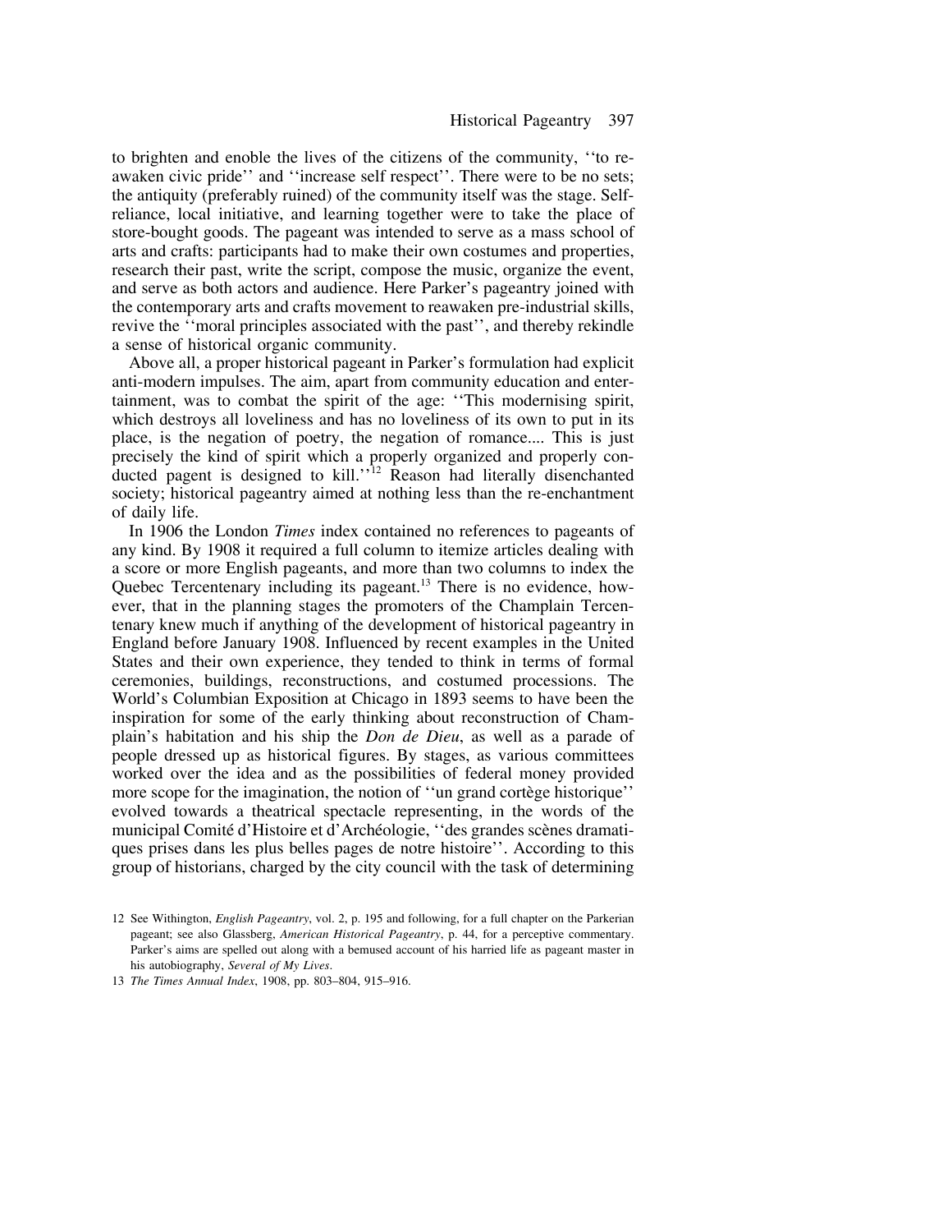to brighten and enoble the lives of the citizens of the community, ''to re-awaken civic pride'' and ''increase self respect''. There were to be no sets; the antiquity (preferably ruined) of the community itself was the stage. Self-reliance, local initiative, and learning together were to take the place of store-bought goods. The pageant was intended to serve as a mass school of arts and crafts: participants had to make their own costumes and properties, research their past, write the script, compose the music, organize the event, and serve as both actors and audience. Here Parker's pageantry joined with the contemporary arts and crafts movement to reawaken pre-industrial skills, revive the ''moral principles associated with the past'', and thereby rekindle a sense of historical organic community.

Above all, a proper historical pageant in Parker's formulation had explicit anti-modern impulses. The aim, apart from community education and entertainment, was to combat the spirit of the age: ''This modernising spirit, which destroys all loveliness and has no loveliness of its own to put in its place, is the negation of poetry, the negation of romance.... This is just precisely the kind of spirit which a properly organized and properly conducted pagent is designed to kill.''[12] Reason had literally disenchanted society; historical pageantry aimed at nothing less than the re-enchantment of daily life.

In 1906 the London *Times* index contained no references to pageants of any kind. By 1908 it required a full column to itemize articles dealing with a score or more English pageants, and more than two columns to index the Quebec Tercentenary including its pageant.[13] There is no evidence, however, that in the planning stages the promoters of the Champlain Tercentenary knew much if anything of the development of historical pageantry in England before January 1908. Influenced by recent examples in the United States and their own experience, they tended to think in terms of formal ceremonies, buildings, reconstructions, and costumed processions. The World's Columbian Exposition at Chicago in 1893 seems to have been the inspiration for some of the early thinking about reconstruction of Champlain's habitation and his ship the *Don de Dieu*, as well as a parade of people dressed up as historical figures. By stages, as various committees worked over the idea and as the possibilities of federal money provided more scope for the imagination, the notion of ''un grand cortège historique'' evolved towards a theatrical spectacle representing, in the words of the municipal Comité d'Histoire et d'Archéologie, ''des grandes scènes dramatiques prises dans les plus belles pages de notre histoire''. According to this group of historians, charged by the city council with the task of determining

12 See Withington, *English Pageantry*, vol. 2, p. 195 and following, for a full chapter on the Parkerian pageant; see also Glassberg, *American Historical Pageantry*, p. 44, for a perceptive commentary. Parker's aims are spelled out along with a bemused account of his harried life as pageant master in his autobiography, *Several of My Lives*.

13 *The Times Annual Index*, 1908, pp. 803–804, 915–916.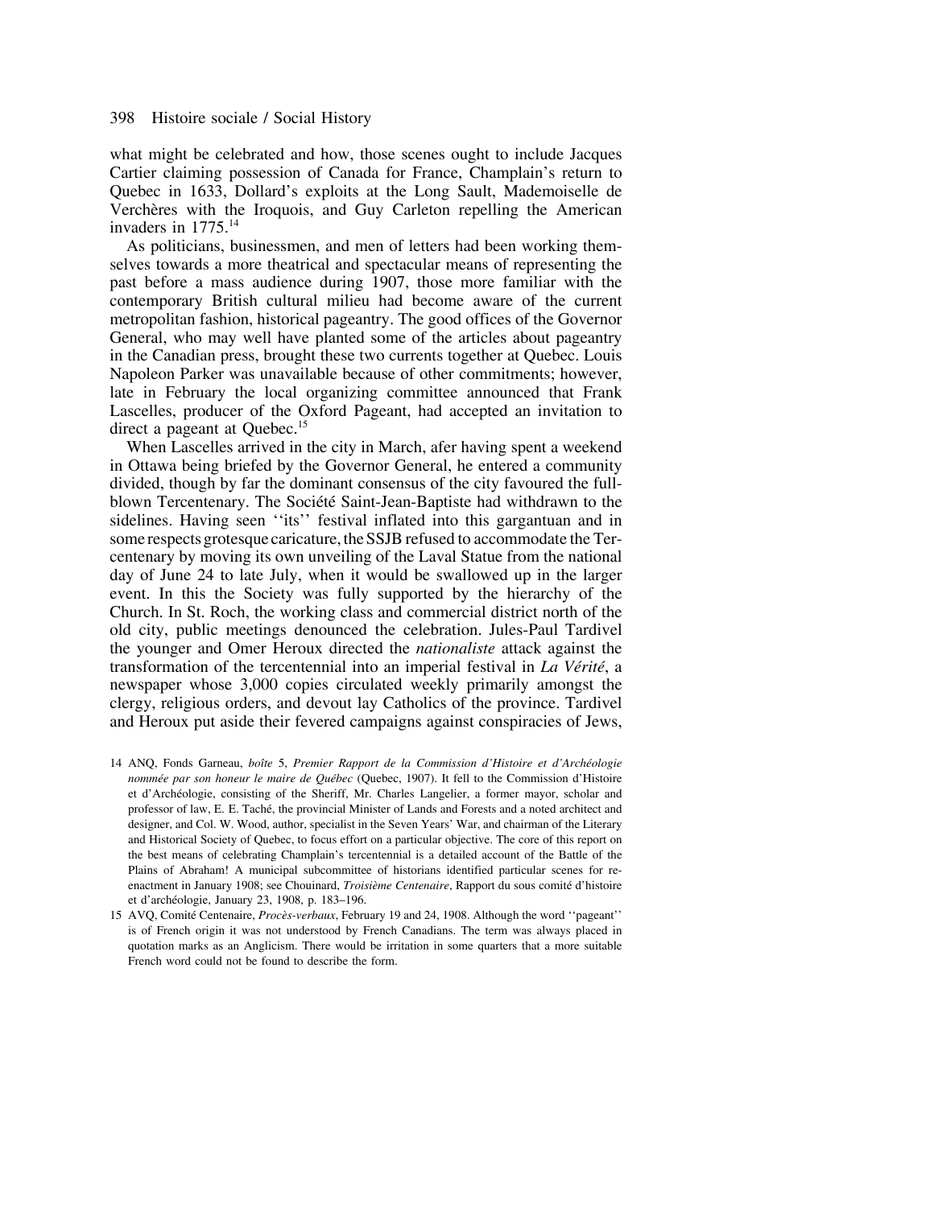what might be celebrated and how, those scenes ought to include Jacques Cartier claiming possession of Canada for France, Champlain's return to Quebec in 1633, Dollard's exploits at the Long Sault, Mademoiselle de Verchères with the Iroquois, and Guy Carleton repelling the American invaders in 1775.[14]

As politicians, businessmen, and men of letters had been working themselves towards a more theatrical and spectacular means of representing the past before a mass audience during 1907, those more familiar with the contemporary British cultural milieu had become aware of the current metropolitan fashion, historical pageantry. The good offices of the Governor General, who may well have planted some of the articles about pageantry in the Canadian press, brought these two currents together at Quebec. Louis Napoleon Parker was unavailable because of other commitments; however, late in February the local organizing committee announced that Frank Lascelles, producer of the Oxford Pageant, had accepted an invitation to direct a pageant at Quebec.[15]

When Lascelles arrived in the city in March, afer having spent a weekend in Ottawa being briefed by the Governor General, he entered a community divided, though by far the dominant consensus of the city favoured the full-blown Tercentenary. The Société Saint-Jean-Baptiste had withdrawn to the sidelines. Having seen ''its'' festival inflated into this gargantuan and in some respects grotesque caricature, the SSJB refused to accommodate the Tercentenary by moving its own unveiling of the Laval Statue from the national day of June 24 to late July, when it would be swallowed up in the larger event. In this the Society was fully supported by the hierarchy of the Church. In St. Roch, the working class and commercial district north of the old city, public meetings denounced the celebration. Jules-Paul Tardivel the younger and Omer Heroux directed the *nationaliste* attack against the transformation of the tercentennial into an imperial festival in *La Vérité*, a newspaper whose 3,000 copies circulated weekly primarily amongst the clergy, religious orders, and devout lay Catholics of the province. Tardivel and Heroux put aside their fevered campaigns against conspiracies of Jews,

14 ANQ, Fonds Garneau, *boîte* 5, *Premier Rapport de la Commission d'Histoire et d'Archéologie nommée par son honeur le maire de Québec* (Quebec, 1907). It fell to the Commission d'Histoire et d'Archéologie, consisting of the Sheriff, Mr. Charles Langelier, a former mayor, scholar and professor of law, E. E. Taché, the provincial Minister of Lands and Forests and a noted architect and designer, and Col. W. Wood, author, specialist in the Seven Years' War, and chairman of the Literary and Historical Society of Quebec, to focus effort on a particular objective. The core of this report on the best means of celebrating Champlain's tercentennial is a detailed account of the Battle of the Plains of Abraham! A municipal subcommittee of historians identified particular scenes for re-enactment in January 1908; see Chouinard, *Troisième Centenaire*, Rapport du sous comité d'histoire et d'archéologie, January 23, 1908, p. 183–196.

15 AVQ, Comité Centenaire, *Procès-verbaux*, February 19 and 24, 1908. Although the word ''pageant'' is of French origin it was not understood by French Canadians. The term was always placed in quotation marks as an Anglicism. There would be irritation in some quarters that a more suitable French word could not be found to describe the form.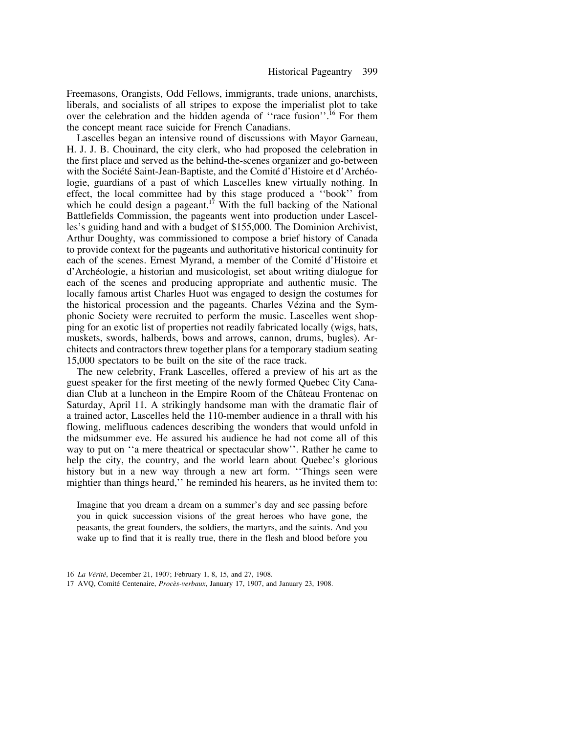Freemasons, Orangists, Odd Fellows, immigrants, trade unions, anarchists, liberals, and socialists of all stripes to expose the imperialist plot to take over the celebration and the hidden agenda of ''race fusion''.[16] For them the concept meant race suicide for French Canadians.

Lascelles began an intensive round of discussions with Mayor Garneau, H. J. J. B. Chouinard, the city clerk, who had proposed the celebration in the first place and served as the behind-the-scenes organizer and go-between with the Société Saint-Jean-Baptiste, and the Comité d'Histoire et d'Archéologie, guardians of a past of which Lascelles knew virtually nothing. In effect, the local committee had by this stage produced a ''book'' from which he could design a pageant.[17] With the full backing of the National Battlefields Commission, the pageants went into production under Lascelles's guiding hand and with a budget of $155,000. The Dominion Archivist, Arthur Doughty, was commissioned to compose a brief history of Canada to provide context for the pageants and authoritative historical continuity for each of the scenes. Ernest Myrand, a member of the Comité d'Histoire et d'Archéologie, a historian and musicologist, set about writing dialogue for each of the scenes and producing appropriate and authentic music. The locally famous artist Charles Huot was engaged to design the costumes for the historical procession and the pageants. Charles Vézina and the Symphonic Society were recruited to perform the music. Lascelles went shopping for an exotic list of properties not readily fabricated locally (wigs, hats, muskets, swords, halberds, bows and arrows, cannon, drums, bugles). Architects and contractors threw together plans for a temporary stadium seating 15,000 spectators to be built on the site of the race track.

The new celebrity, Frank Lascelles, offered a preview of his art as the guest speaker for the first meeting of the newly formed Quebec City Canadian Club at a luncheon in the Empire Room of the Château Frontenac on Saturday, April 11. A strikingly handsome man with the dramatic flair of a trained actor, Lascelles held the 110-member audience in a thrall with his flowing, melifluous cadences describing the wonders that would unfold in the midsummer eve. He assured his audience he had not come all of this way to put on ''a mere theatrical or spectacular show''. Rather he came to help the city, the country, and the world learn about Quebec's glorious history but in a new way through a new art form. ''Things seen were mightier than things heard,'' he reminded his hearers, as he invited them to:

> Imagine that you dream a dream on a summer's day and see passing before you in quick succession visions of the great heroes who have gone, the peasants, the great founders, the soldiers, the martyrs, and the saints. And you wake up to find that it is really true, there in the flesh and blood before you

16 *La Vérité*, December 21, 1907; February 1, 8, 15, and 27, 1908.

17 AVQ, Comité Centenaire, *Procès-verbaux*, January 17, 1907, and January 23, 1908.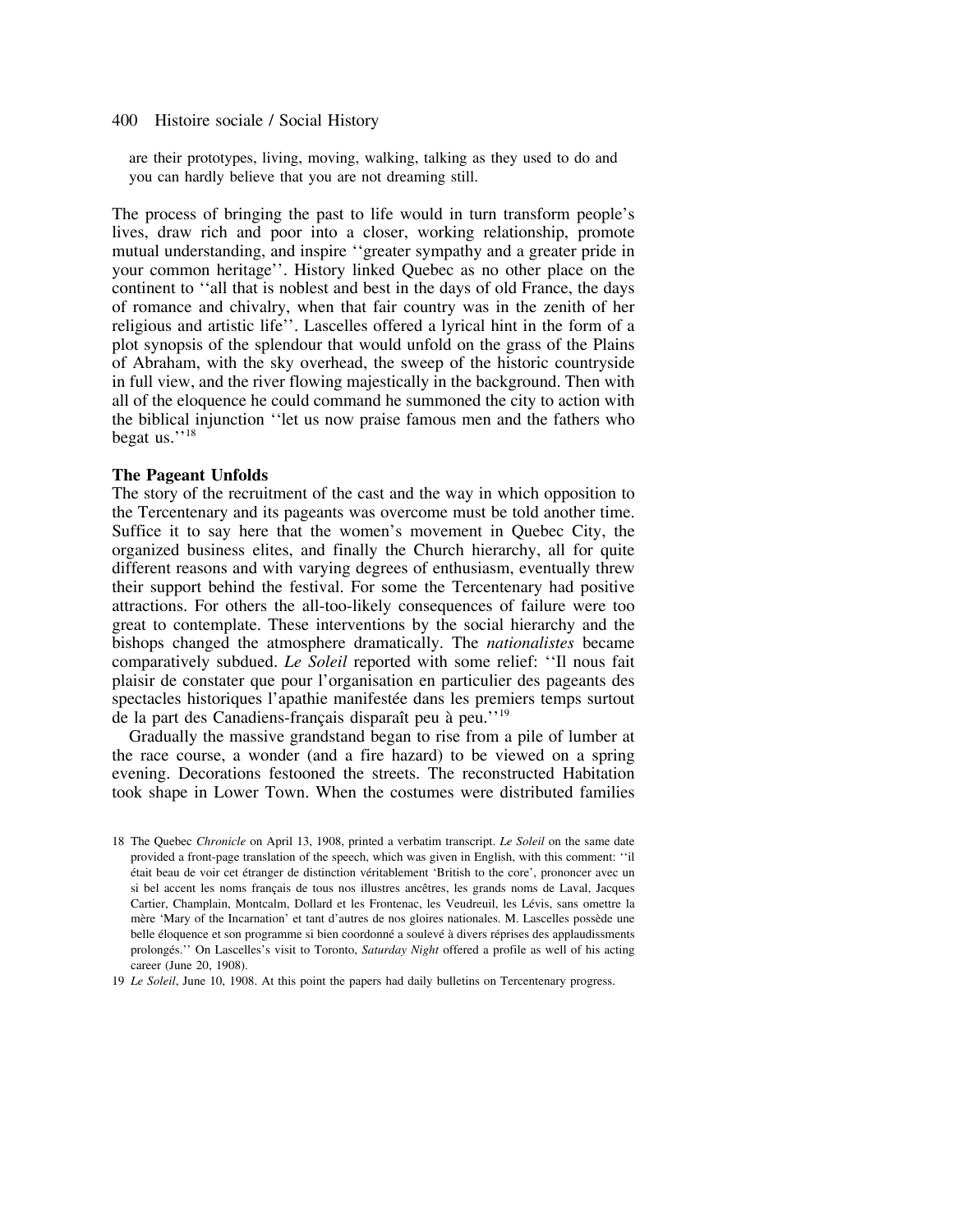are their prototypes, living, moving, walking, talking as they used to do and you can hardly believe that you are not dreaming still.

The process of bringing the past to life would in turn transform people's lives, draw rich and poor into a closer, working relationship, promote mutual understanding, and inspire ''greater sympathy and a greater pride in your common heritage''. History linked Quebec as no other place on the continent to ''all that is noblest and best in the days of old France, the days of romance and chivalry, when that fair country was in the zenith of her religious and artistic life''. Lascelles offered a lyrical hint in the form of a plot synopsis of the splendour that would unfold on the grass of the Plains of Abraham, with the sky overhead, the sweep of the historic countryside in full view, and the river flowing majestically in the background. Then with all of the eloquence he could command he summoned the city to action with the biblical injunction ''let us now praise famous men and the fathers who begat us.''[18]

### The Pageant Unfolds

The story of the recruitment of the cast and the way in which opposition to the Tercentenary and its pageants was overcome must be told another time. Suffice it to say here that the women's movement in Quebec City, the organized business elites, and finally the Church hierarchy, all for quite different reasons and with varying degrees of enthusiasm, eventually threw their support behind the festival. For some the Tercentenary had positive attractions. For others the all-too-likely consequences of failure were too great to contemplate. These interventions by the social hierarchy and the bishops changed the atmosphere dramatically. The *nationalistes* became comparatively subdued. *Le Soleil* reported with some relief: ''Il nous fait plaisir de constater que pour l'organisation en particulier des pageants des spectacles historiques l'apathie manifestée dans les premiers temps surtout de la part des Canadiens-français disparaît peu à peu.''[19]

Gradually the massive grandstand began to rise from a pile of lumber at the race course, a wonder (and a fire hazard) to be viewed on a spring evening. Decorations festooned the streets. The reconstructed Habitation took shape in Lower Town. When the costumes were distributed families

18 The Quebec *Chronicle* on April 13, 1908, printed a verbatim transcript. *Le Soleil* on the same date provided a front-page translation of the speech, which was given in English, with this comment: ''il était beau de voir cet étranger de distinction véritablement 'British to the core', prononcer avec un si bel accent les noms français de tous nos illustres ancêtres, les grands noms de Laval, Jacques Cartier, Champlain, Montcalm, Dollard et les Frontenac, les Veudreuil, les Lévis, sans omettre la mère 'Mary of the Incarnation' et tant d'autres de nos gloires nationales. M. Lascelles possède une belle éloquence et son programme si bien coordonné a soulevé à divers réprises des applaudissments prolongés.'' On Lascelles's visit to Toronto, *Saturday Night* offered a profile as well of his acting career (June 20, 1908).

19 *Le Soleil*, June 10, 1908. At this point the papers had daily bulletins on Tercentenary progress.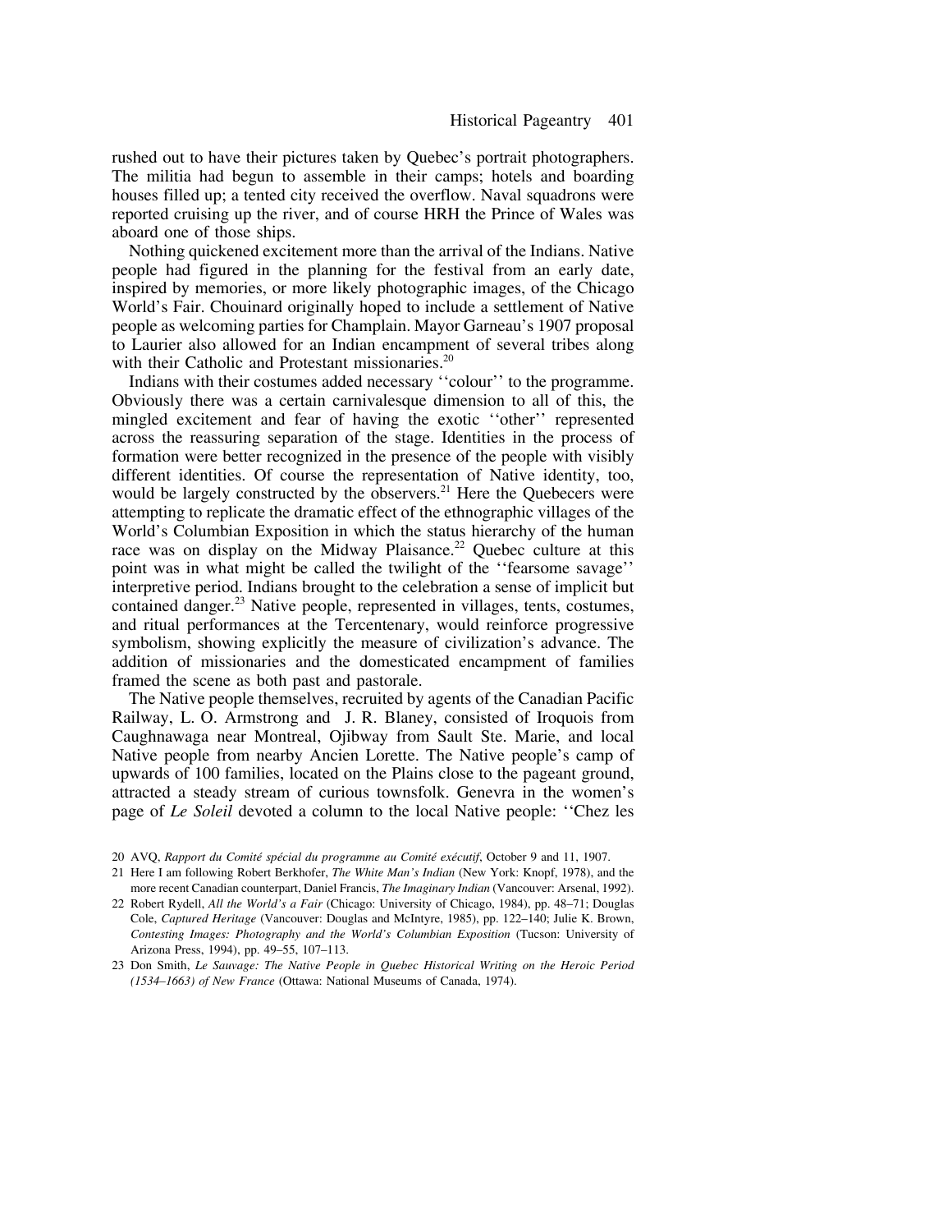rushed out to have their pictures taken by Quebec's portrait photographers. The militia had begun to assemble in their camps; hotels and boarding houses filled up; a tented city received the overflow. Naval squadrons were reported cruising up the river, and of course HRH the Prince of Wales was aboard one of those ships.

Nothing quickened excitement more than the arrival of the Indians. Native people had figured in the planning for the festival from an early date, inspired by memories, or more likely photographic images, of the Chicago World's Fair. Chouinard originally hoped to include a settlement of Native people as welcoming parties for Champlain. Mayor Garneau's 1907 proposal to Laurier also allowed for an Indian encampment of several tribes along with their Catholic and Protestant missionaries.[20]

Indians with their costumes added necessary ''colour'' to the programme. Obviously there was a certain carnivalesque dimension to all of this, the mingled excitement and fear of having the exotic ''other'' represented across the reassuring separation of the stage. Identities in the process of formation were better recognized in the presence of the people with visibly different identities. Of course the representation of Native identity, too, would be largely constructed by the observers.[21] Here the Quebecers were attempting to replicate the dramatic effect of the ethnographic villages of the World's Columbian Exposition in which the status hierarchy of the human race was on display on the Midway Plaisance.[22] Quebec culture at this point was in what might be called the twilight of the ''fearsome savage'' interpretive period. Indians brought to the celebration a sense of implicit but contained danger.[23] Native people, represented in villages, tents, costumes, and ritual performances at the Tercentenary, would reinforce progressive symbolism, showing explicitly the measure of civilization's advance. The addition of missionaries and the domesticated encampment of families framed the scene as both past and pastorale.

The Native people themselves, recruited by agents of the Canadian Pacific Railway, L. O. Armstrong and J. R. Blaney, consisted of Iroquois from Caughnawaga near Montreal, Ojibway from Sault Ste. Marie, and local Native people from nearby Ancien Lorette. The Native people's camp of upwards of 100 families, located on the Plains close to the pageant ground, attracted a steady stream of curious townsfolk. Genevra in the women's page of *Le Soleil* devoted a column to the local Native people: ''Chez les

20 AVQ, *Rapport du Comité spécial du programme au Comité exécutif*, October 9 and 11, 1907.

21 Here I am following Robert Berkhofer, *The White Man's Indian* (New York: Knopf, 1978), and the more recent Canadian counterpart, Daniel Francis, *The Imaginary Indian* (Vancouver: Arsenal, 1992).

22 Robert Rydell, *All the World's a Fair* (Chicago: University of Chicago, 1984), pp. 48–71; Douglas Cole, *Captured Heritage* (Vancouver: Douglas and McIntyre, 1985), pp. 122–140; Julie K. Brown, *Contesting Images: Photography and the World's Columbian Exposition* (Tucson: University of Arizona Press, 1994), pp. 49–55, 107–113.

23 Don Smith, *Le Sauvage: The Native People in Quebec Historical Writing on the Heroic Period (1534–1663) of New France* (Ottawa: National Museums of Canada, 1974).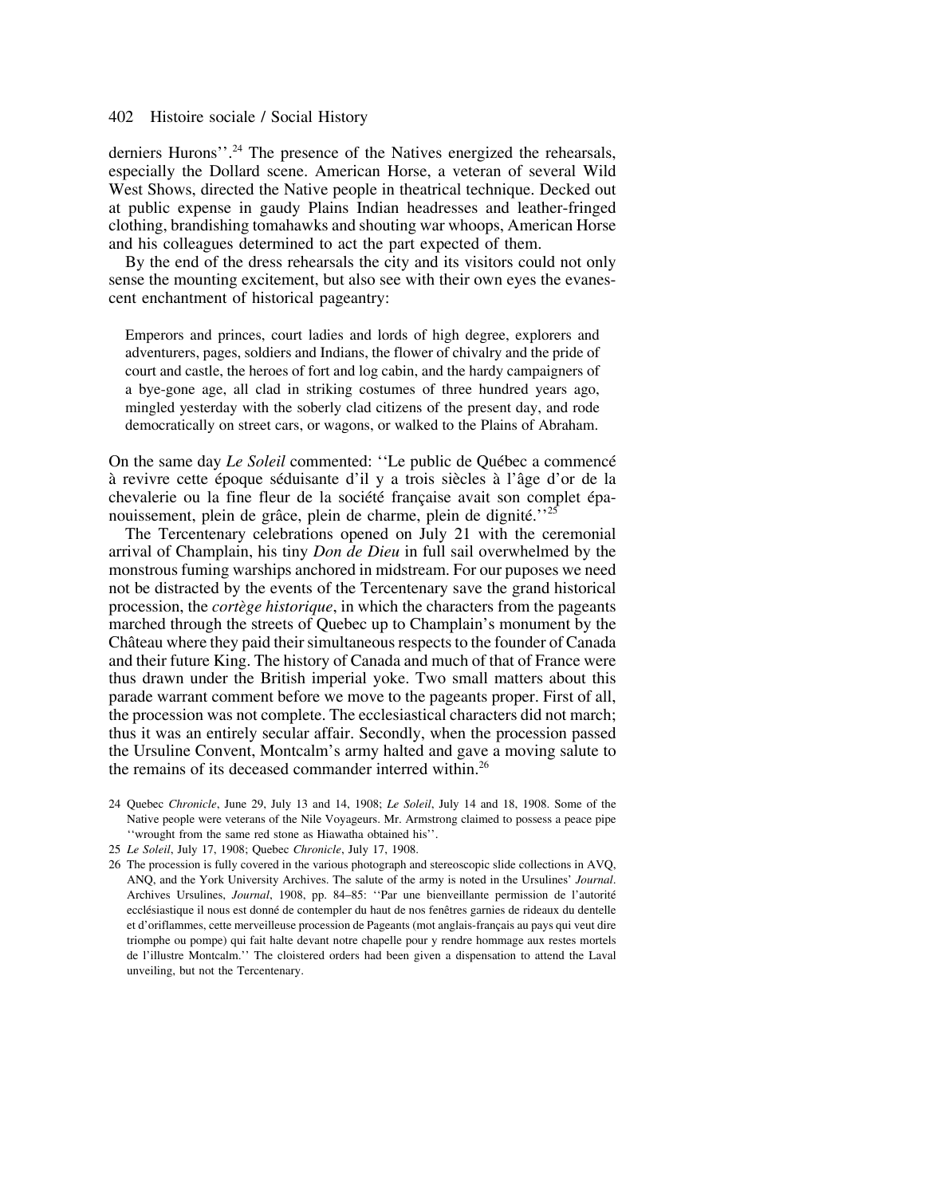derniers Hurons''.[24] The presence of the Natives energized the rehearsals, especially the Dollard scene. American Horse, a veteran of several Wild West Shows, directed the Native people in theatrical technique. Decked out at public expense in gaudy Plains Indian headdresses and leather-fringed clothing, brandishing tomahawks and shouting war whoops, American Horse and his colleagues determined to act the part expected of them.

By the end of the dress rehearsals the city and its visitors could not only sense the mounting excitement, but also see with their own eyes the evanescent enchantment of historical pageantry:

> Emperors and princes, court ladies and lords of high degree, explorers and adventurers, pages, soldiers and Indians, the flower of chivalry and the pride of court and castle, the heroes of fort and log cabin, and the hardy campaigners of a bye-gone age, all clad in striking costumes of three hundred years ago, mingled yesterday with the soberly clad citizens of the present day, and rode democratically on street cars, or wagons, or walked to the Plains of Abraham.

On the same day *Le Soleil* commented: ''Le public de Québec a commencé à revivre cette époque séduisante d'il y a trois siècles à l'âge d'or de la chevalerie ou la fine fleur de la société française avait son complet épanouissement, plein de grâce, plein de charme, plein de dignité.''[25]

The Tercentenary celebrations opened on July 21 with the ceremonial arrival of Champlain, his tiny *Don de Dieu* in full sail overwhelmed by the monstrous fuming warships anchored in midstream. For our puposes we need not be distracted by the events of the Tercentenary save the grand historical procession, the *cortège historique*, in which the characters from the pageants marched through the streets of Quebec up to Champlain's monument by the Château where they paid their simultaneous respects to the founder of Canada and their future King. The history of Canada and much of that of France were thus drawn under the British imperial yoke. Two small matters about this parade warrant comment before we move to the pageants proper. First of all, the procession was not complete. The ecclesiastical characters did not march; thus it was an entirely secular affair. Secondly, when the procession passed the Ursuline Convent, Montcalm's army halted and gave a moving salute to the remains of its deceased commander interred within.[26]

24 Quebec *Chronicle*, June 29, July 13 and 14, 1908; *Le Soleil*, July 14 and 18, 1908. Some of the Native people were veterans of the Nile Voyageurs. Mr. Armstrong claimed to possess a peace pipe ''wrought from the same red stone as Hiawatha obtained his''.

25 *Le Soleil*, July 17, 1908; Quebec *Chronicle*, July 17, 1908.

26 The procession is fully covered in the various photograph and stereoscopic slide collections in AVQ, ANQ, and the York University Archives. The salute of the army is noted in the Ursulines' *Journal*. Archives Ursulines, *Journal*, 1908, pp. 84–85: ''Par une bienveillante permission de l'autorité ecclésiastique il nous est donné de contempler du haut de nos fenêtres garnies de rideaux du dentelle et d'oriflammes, cette merveilleuse procession de Pageants (mot anglais-français au pays qui veut dire triomphe ou pompe) qui fait halte devant notre chapelle pour y rendre hommage aux restes mortels de l'illustre Montcalm.'' The cloistered orders had been given a dispensation to attend the Laval unveiling, but not the Tercentenary.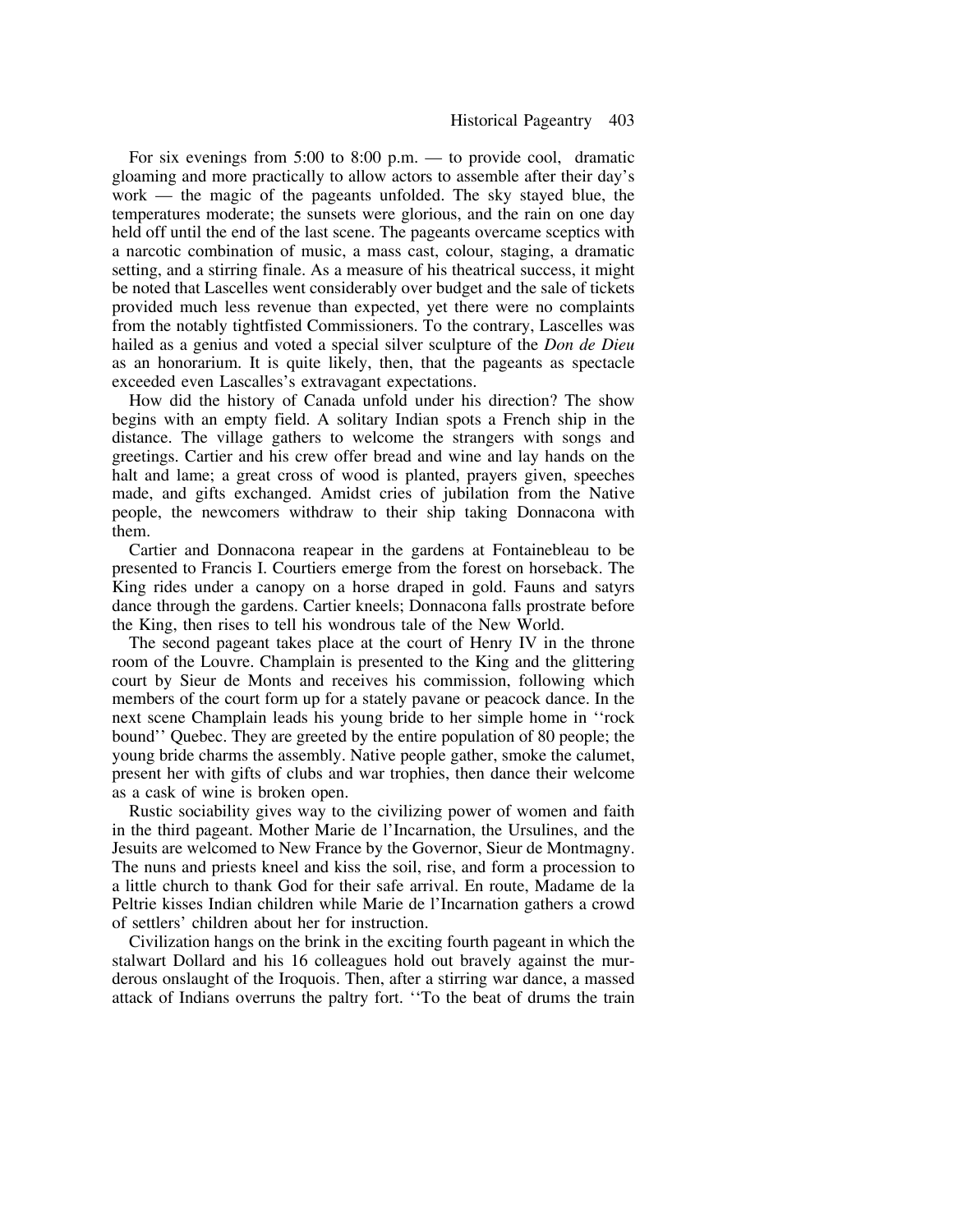For six evenings from 5:00 to 8:00 p.m. — to provide cool, dramatic gloaming and more practically to allow actors to assemble after their day's work — the magic of the pageants unfolded. The sky stayed blue, the temperatures moderate; the sunsets were glorious, and the rain on one day held off until the end of the last scene. The pageants overcame sceptics with a narcotic combination of music, a mass cast, colour, staging, a dramatic setting, and a stirring finale. As a measure of his theatrical success, it might be noted that Lascelles went considerably over budget and the sale of tickets provided much less revenue than expected, yet there were no complaints from the notably tightfisted Commissioners. To the contrary, Lascelles was hailed as a genius and voted a special silver sculpture of the *Don de Dieu* as an honorarium. It is quite likely, then, that the pageants as spectacle exceeded even Lascalles's extravagant expectations.

How did the history of Canada unfold under his direction? The show begins with an empty field. A solitary Indian spots a French ship in the distance. The village gathers to welcome the strangers with songs and greetings. Cartier and his crew offer bread and wine and lay hands on the halt and lame; a great cross of wood is planted, prayers given, speeches made, and gifts exchanged. Amidst cries of jubilation from the Native people, the newcomers withdraw to their ship taking Donnacona with them.

Cartier and Donnacona reapear in the gardens at Fontainebleau to be presented to Francis I. Courtiers emerge from the forest on horseback. The King rides under a canopy on a horse draped in gold. Fauns and satyrs dance through the gardens. Cartier kneels; Donnacona falls prostrate before the King, then rises to tell his wondrous tale of the New World.

The second pageant takes place at the court of Henry IV in the throne room of the Louvre. Champlain is presented to the King and the glittering court by Sieur de Monts and receives his commission, following which members of the court form up for a stately pavane or peacock dance. In the next scene Champlain leads his young bride to her simple home in ''rock bound'' Quebec. They are greeted by the entire population of 80 people; the young bride charms the assembly. Native people gather, smoke the calumet, present her with gifts of clubs and war trophies, then dance their welcome as a cask of wine is broken open.

Rustic sociability gives way to the civilizing power of women and faith in the third pageant. Mother Marie de l'Incarnation, the Ursulines, and the Jesuits are welcomed to New France by the Governor, Sieur de Montmagny. The nuns and priests kneel and kiss the soil, rise, and form a procession to a little church to thank God for their safe arrival. En route, Madame de la Peltrie kisses Indian children while Marie de l'Incarnation gathers a crowd of settlers' children about her for instruction.

Civilization hangs on the brink in the exciting fourth pageant in which the stalwart Dollard and his 16 colleagues hold out bravely against the murderous onslaught of the Iroquois. Then, after a stirring war dance, a massed attack of Indians overruns the paltry fort. ''To the beat of drums the train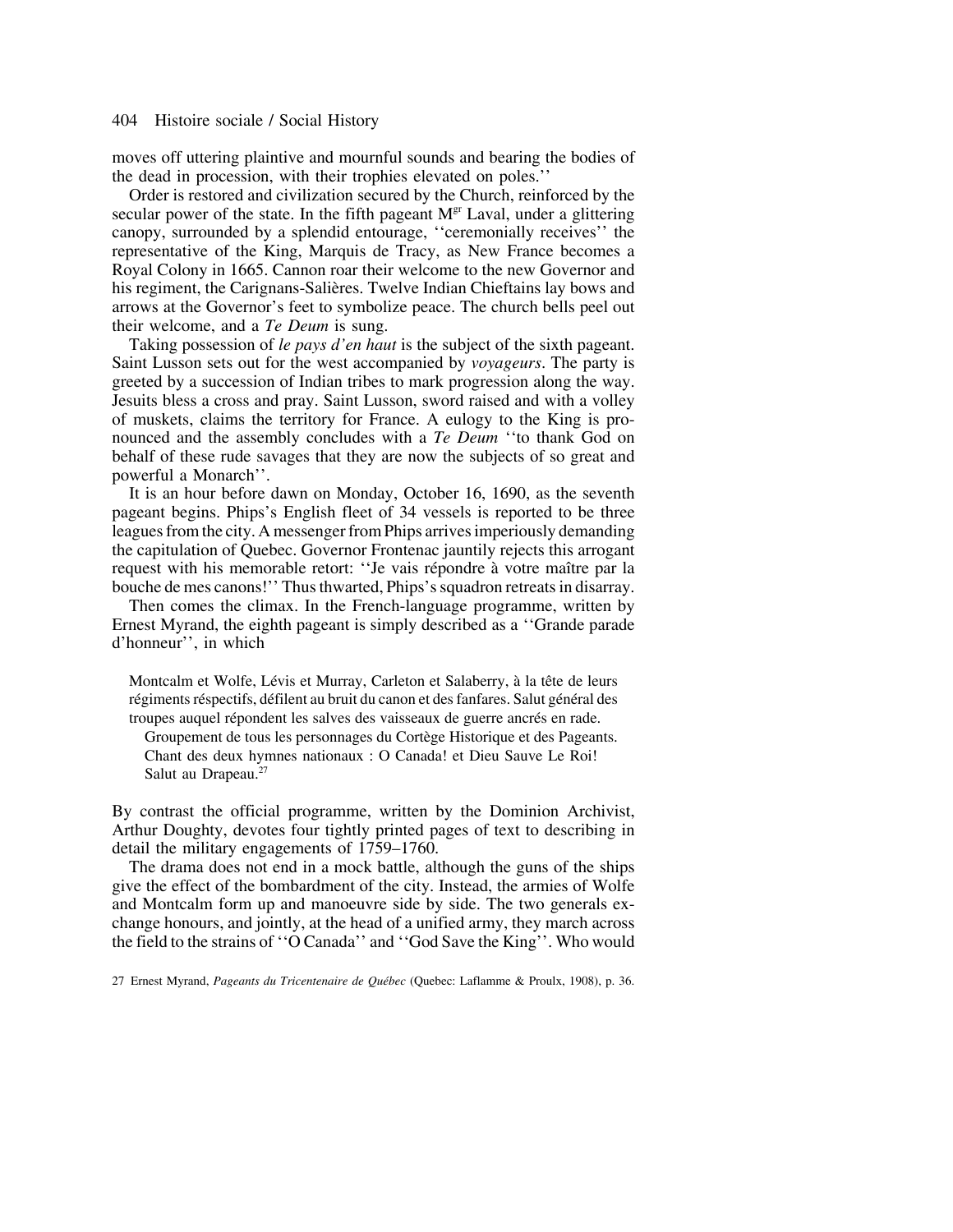moves off uttering plaintive and mournful sounds and bearing the bodies of the dead in procession, with their trophies elevated on poles.''

Order is restored and civilization secured by the Church, reinforced by the secular power of the state. In the fifth pageant M$^{gr}$ Laval, under a glittering canopy, surrounded by a splendid entourage, ''ceremonially receives'' the representative of the King, Marquis de Tracy, as New France becomes a Royal Colony in 1665. Cannon roar their welcome to the new Governor and his regiment, the Carignans-Salières. Twelve Indian Chieftains lay bows and arrows at the Governor's feet to symbolize peace. The church bells peel out their welcome, and a *Te Deum* is sung.

Taking possession of *le pays d'en haut* is the subject of the sixth pageant. Saint Lusson sets out for the west accompanied by *voyageurs*. The party is greeted by a succession of Indian tribes to mark progression along the way. Jesuits bless a cross and pray. Saint Lusson, sword raised and with a volley of muskets, claims the territory for France. A eulogy to the King is pronounced and the assembly concludes with a *Te Deum* ''to thank God on behalf of these rude savages that they are now the subjects of so great and powerful a Monarch''.

It is an hour before dawn on Monday, October 16, 1690, as the seventh pageant begins. Phips's English fleet of 34 vessels is reported to be three leagues from the city. A messenger from Phips arrives imperiously demanding the capitulation of Quebec. Governor Frontenac jauntily rejects this arrogant request with his memorable retort: ''Je vais répondre à votre maître par la bouche de mes canons!'' Thus thwarted, Phips's squadron retreats in disarray.

Then comes the climax. In the French-language programme, written by Ernest Myrand, the eighth pageant is simply described as a ''Grande parade d'honneur'', in which

> Montcalm et Wolfe, Lévis et Murray, Carleton et Salaberry, à la tête de leurs régiments réspectifs, défilent au bruit du canon et des fanfares. Salut général des troupes auquel répondent les salves des vaisseaux de guerre ancrés en rade.
>
> Groupement de tous les personnages du Cortège Historique et des Pageants. Chant des deux hymnes nationaux : O Canada! et Dieu Sauve Le Roi! Salut au Drapeau.[27]

By contrast the official programme, written by the Dominion Archivist, Arthur Doughty, devotes four tightly printed pages of text to describing in detail the military engagements of 1759–1760.

The drama does not end in a mock battle, although the guns of the ships give the effect of the bombardment of the city. Instead, the armies of Wolfe and Montcalm form up and manoeuvre side by side. The two generals exchange honours, and jointly, at the head of a unified army, they march across the field to the strains of ''O Canada'' and ''God Save the King''. Who would

27 Ernest Myrand, *Pageants du Tricentenaire de Québec* (Quebec: Laflamme & Proulx, 1908), p. 36.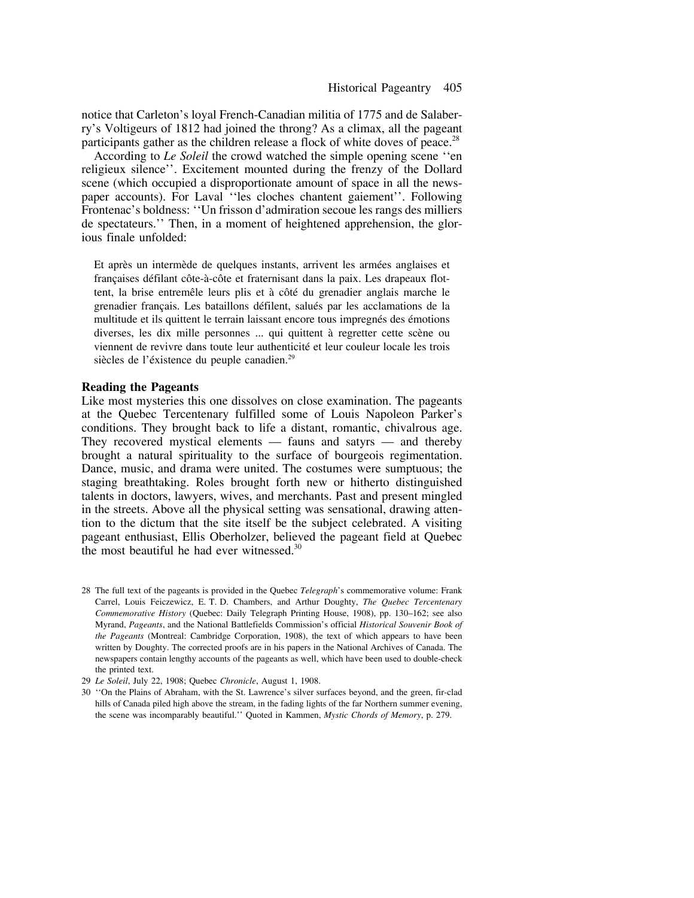notice that Carleton's loyal French-Canadian militia of 1775 and de Salaberry's Voltigeurs of 1812 had joined the throng? As a climax, all the pageant participants gather as the children release a flock of white doves of peace.[28]

According to *Le Soleil* the crowd watched the simple opening scene ''en religieux silence''. Excitement mounted during the frenzy of the Dollard scene (which occupied a disproportionate amount of space in all the newspaper accounts). For Laval ''les cloches chantent gaiement''. Following Frontenac's boldness: ''Un frisson d'admiration secoue les rangs des milliers de spectateurs.'' Then, in a moment of heightened apprehension, the glorious finale unfolded:

> Et après un intermède de quelques instants, arrivent les armées anglaises et françaises défilant côte-à-côte et fraternisant dans la paix. Les drapeaux flottent, la brise entremêle leurs plis et à côté du grenadier anglais marche le grenadier français. Les bataillons défilent, salués par les acclamations de la multitude et ils quittent le terrain laissant encore tous impregnés des émotions diverses, les dix mille personnes ... qui quittent à regretter cette scène ou viennent de revivre dans toute leur authenticité et leur couleur locale les trois siècles de l'éxistence du peuple canadien.[29]

### Reading the Pageants

Like most mysteries this one dissolves on close examination. The pageants at the Quebec Tercentenary fulfilled some of Louis Napoleon Parker's conditions. They brought back to life a distant, romantic, chivalrous age. They recovered mystical elements — fauns and satyrs — and thereby brought a natural spirituality to the surface of bourgeois regimentation. Dance, music, and drama were united. The costumes were sumptuous; the staging breathtaking. Roles brought forth new or hitherto distinguished talents in doctors, lawyers, wives, and merchants. Past and present mingled in the streets. Above all the physical setting was sensational, drawing attention to the dictum that the site itself be the subject celebrated. A visiting pageant enthusiast, Ellis Oberholzer, believed the pageant field at Quebec the most beautiful he had ever witnessed.[30]

28 The full text of the pageants is provided in the Quebec *Telegraph*'s commemorative volume: Frank Carrel, Louis Feiczewicz, E. T. D. Chambers, and Arthur Doughty, *The Quebec Tercentenary Commemorative History* (Quebec: Daily Telegraph Printing House, 1908), pp. 130–162; see also Myrand, *Pageants*, and the National Battlefields Commission's official *Historical Souvenir Book of the Pageants* (Montreal: Cambridge Corporation, 1908), the text of which appears to have been written by Doughty. The corrected proofs are in his papers in the National Archives of Canada. The newspapers contain lengthy accounts of the pageants as well, which have been used to double-check the printed text.

29 *Le Soleil*, July 22, 1908; Quebec *Chronicle*, August 1, 1908.

30 ''On the Plains of Abraham, with the St. Lawrence's silver surfaces beyond, and the green, fir-clad hills of Canada piled high above the stream, in the fading lights of the far Northern summer evening, the scene was incomparably beautiful.'' Quoted in Kammen, *Mystic Chords of Memory*, p. 279.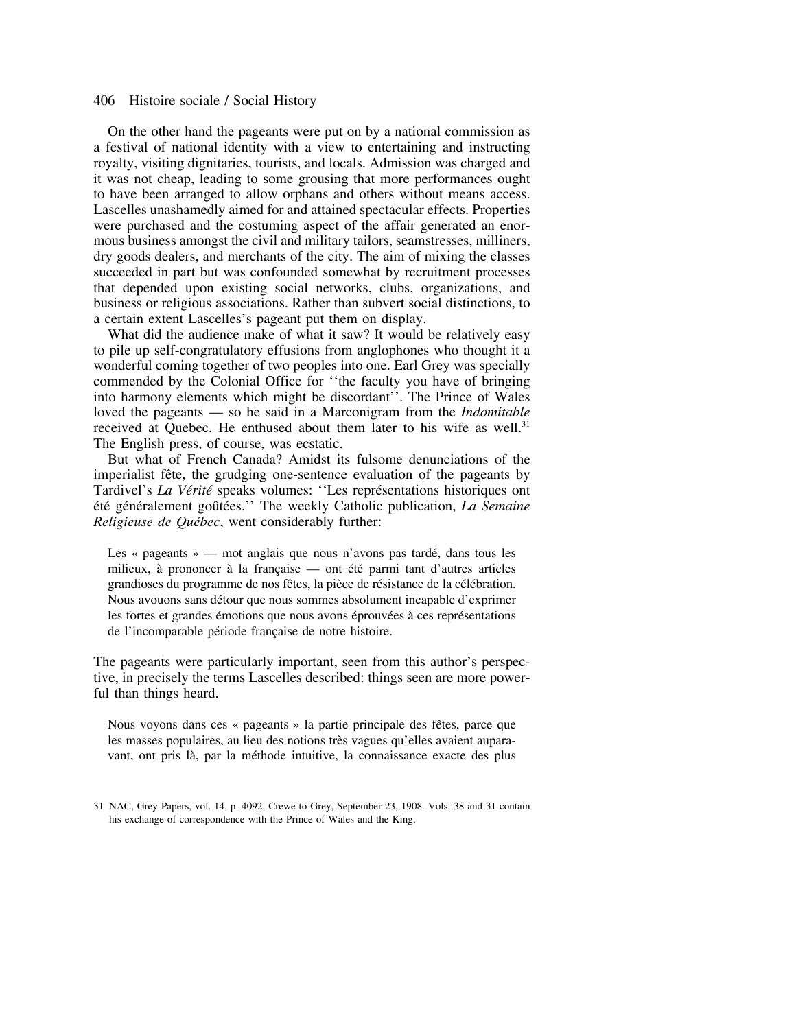On the other hand the pageants were put on by a national commission as a festival of national identity with a view to entertaining and instructing royalty, visiting dignitaries, tourists, and locals. Admission was charged and it was not cheap, leading to some grousing that more performances ought to have been arranged to allow orphans and others without means access. Lascelles unashamedly aimed for and attained spectacular effects. Properties were purchased and the costuming aspect of the affair generated an enormous business amongst the civil and military tailors, seamstresses, milliners, dry goods dealers, and merchants of the city. The aim of mixing the classes succeeded in part but was confounded somewhat by recruitment processes that depended upon existing social networks, clubs, organizations, and business or religious associations. Rather than subvert social distinctions, to a certain extent Lascelles's pageant put them on display.

What did the audience make of what it saw? It would be relatively easy to pile up self-congratulatory effusions from anglophones who thought it a wonderful coming together of two peoples into one. Earl Grey was specially commended by the Colonial Office for ''the faculty you have of bringing into harmony elements which might be discordant''. The Prince of Wales loved the pageants — so he said in a Marconigram from the *Indomitable* received at Quebec. He enthused about them later to his wife as well.[31] The English press, of course, was ecstatic.

But what of French Canada? Amidst its fulsome denunciations of the imperialist fête, the grudging one-sentence evaluation of the pageants by Tardivel's *La Vérité* speaks volumes: ''Les représentations historiques ont été généralement goûtées.'' The weekly Catholic publication, *La Semaine Religieuse de Québec*, went considerably further:

> Les « pageants » — mot anglais que nous n'avons pas tardé, dans tous les milieux, à prononcer à la française — ont été parmi tant d'autres articles grandioses du programme de nos fêtes, la pièce de résistance de la célébration. Nous avouons sans détour que nous sommes absolument incapable d'exprimer les fortes et grandes émotions que nous avons éprouvées à ces représentations de l'incomparable période française de notre histoire.

The pageants were particularly important, seen from this author's perspective, in precisely the terms Lascelles described: things seen are more powerful than things heard.

> Nous voyons dans ces « pageants » la partie principale des fêtes, parce que les masses populaires, au lieu des notions très vagues qu'elles avaient auparavant, ont pris là, par la méthode intuitive, la connaissance exacte des plus

31 NAC, Grey Papers, vol. 14, p. 4092, Crewe to Grey, September 23, 1908. Vols. 38 and 31 contain his exchange of correspondence with the Prince of Wales and the King.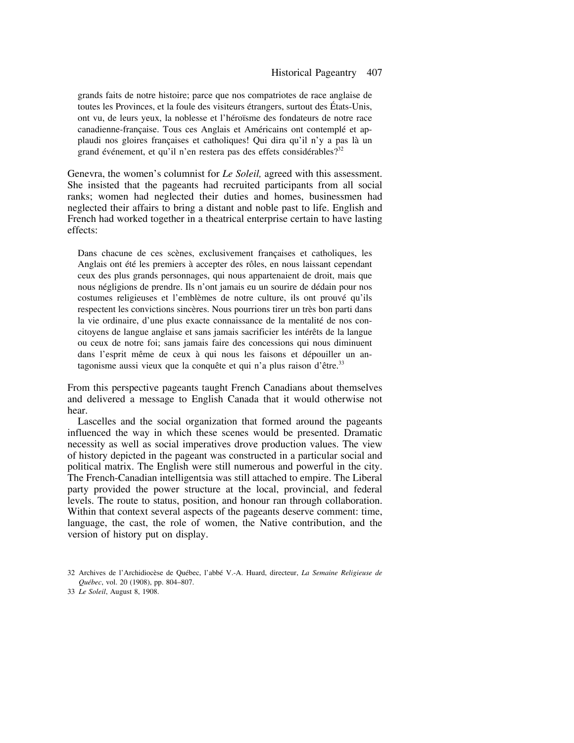> grands faits de notre histoire; parce que nos compatriotes de race anglaise de toutes les Provinces, et la foule des visiteurs étrangers, surtout des États-Unis, ont vu, de leurs yeux, la noblesse et l'héroïsme des fondateurs de notre race canadienne-française. Tous ces Anglais et Américains ont contemplé et applaudi nos gloires françaises et catholiques! Qui dira qu'il n'y a pas là un grand événement, et qu'il n'en restera pas des effets considérables?[32]

Genevra, the women's columnist for *Le Soleil,* agreed with this assessment. She insisted that the pageants had recruited participants from all social ranks; women had neglected their duties and homes, businessmen had neglected their affairs to bring a distant and noble past to life. English and French had worked together in a theatrical enterprise certain to have lasting effects:

> Dans chacune de ces scènes, exclusivement françaises et catholiques, les Anglais ont été les premiers à accepter des rôles, en nous laissant cependant ceux des plus grands personnages, qui nous appartenaient de droit, mais que nous négligions de prendre. Ils n'ont jamais eu un sourire de dédain pour nos costumes religieuses et l'emblèmes de notre culture, ils ont prouvé qu'ils respectent les convictions sincères. Nous pourrions tirer un très bon parti dans la vie ordinaire, d'une plus exacte connaissance de la mentalité de nos concitoyens de langue anglaise et sans jamais sacrificier les intérêts de la langue ou ceux de notre foi; sans jamais faire des concessions qui nous diminuent dans l'esprit même de ceux à qui nous les faisons et dépouiller un antagonisme aussi vieux que la conquête et qui n'a plus raison d'être.[33]

From this perspective pageants taught French Canadians about themselves and delivered a message to English Canada that it would otherwise not hear.

Lascelles and the social organization that formed around the pageants influenced the way in which these scenes would be presented. Dramatic necessity as well as social imperatives drove production values. The view of history depicted in the pageant was constructed in a particular social and political matrix. The English were still numerous and powerful in the city. The French-Canadian intelligentsia was still attached to empire. The Liberal party provided the power structure at the local, provincial, and federal levels. The route to status, position, and honour ran through collaboration. Within that context several aspects of the pageants deserve comment: time, language, the cast, the role of women, the Native contribution, and the version of history put on display.

32 Archives de l'Archidiocèse de Québec, l'abbé V.-A. Huard, directeur, *La Semaine Religieuse de Québec*, vol. 20 (1908), pp. 804–807.

33 *Le Soleil*, August 8, 1908.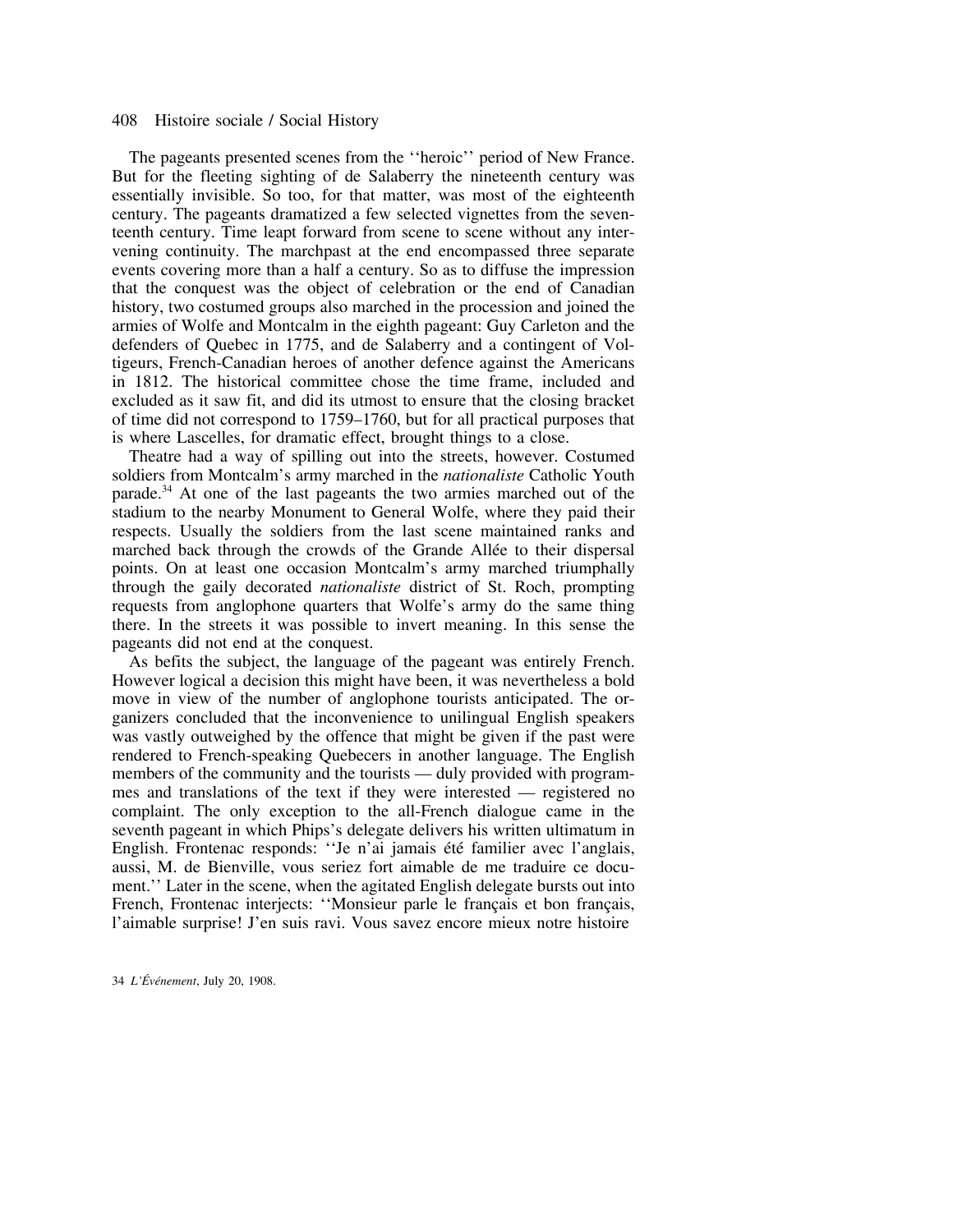The pageants presented scenes from the ''heroic'' period of New France. But for the fleeting sighting of de Salaberry the nineteenth century was essentially invisible. So too, for that matter, was most of the eighteenth century. The pageants dramatized a few selected vignettes from the seventeenth century. Time leapt forward from scene to scene without any intervening continuity. The marchpast at the end encompassed three separate events covering more than a half a century. So as to diffuse the impression that the conquest was the object of celebration or the end of Canadian history, two costumed groups also marched in the procession and joined the armies of Wolfe and Montcalm in the eighth pageant: Guy Carleton and the defenders of Quebec in 1775, and de Salaberry and a contingent of Voltigeurs, French-Canadian heroes of another defence against the Americans in 1812. The historical committee chose the time frame, included and excluded as it saw fit, and did its utmost to ensure that the closing bracket of time did not correspond to 1759–1760, but for all practical purposes that is where Lascelles, for dramatic effect, brought things to a close.

Theatre had a way of spilling out into the streets, however. Costumed soldiers from Montcalm's army marched in the *nationaliste* Catholic Youth parade.[34] At one of the last pageants the two armies marched out of the stadium to the nearby Monument to General Wolfe, where they paid their respects. Usually the soldiers from the last scene maintained ranks and marched back through the crowds of the Grande Allée to their dispersal points. On at least one occasion Montcalm's army marched triumphally through the gaily decorated *nationaliste* district of St. Roch, prompting requests from anglophone quarters that Wolfe's army do the same thing there. In the streets it was possible to invert meaning. In this sense the pageants did not end at the conquest.

As befits the subject, the language of the pageant was entirely French. However logical a decision this might have been, it was nevertheless a bold move in view of the number of anglophone tourists anticipated. The organizers concluded that the inconvenience to unilingual English speakers was vastly outweighed by the offence that might be given if the past were rendered to French-speaking Quebecers in another language. The English members of the community and the tourists — duly provided with programmes and translations of the text if they were interested — registered no complaint. The only exception to the all-French dialogue came in the seventh pageant in which Phips's delegate delivers his written ultimatum in English. Frontenac responds: ''Je n'ai jamais été familier avec l'anglais, aussi, M. de Bienville, vous seriez fort aimable de me traduire ce document.'' Later in the scene, when the agitated English delegate bursts out into French, Frontenac interjects: ''Monsieur parle le français et bon français, l'aimable surprise! J'en suis ravi. Vous savez encore mieux notre histoire

34 *L'Événement*, July 20, 1908.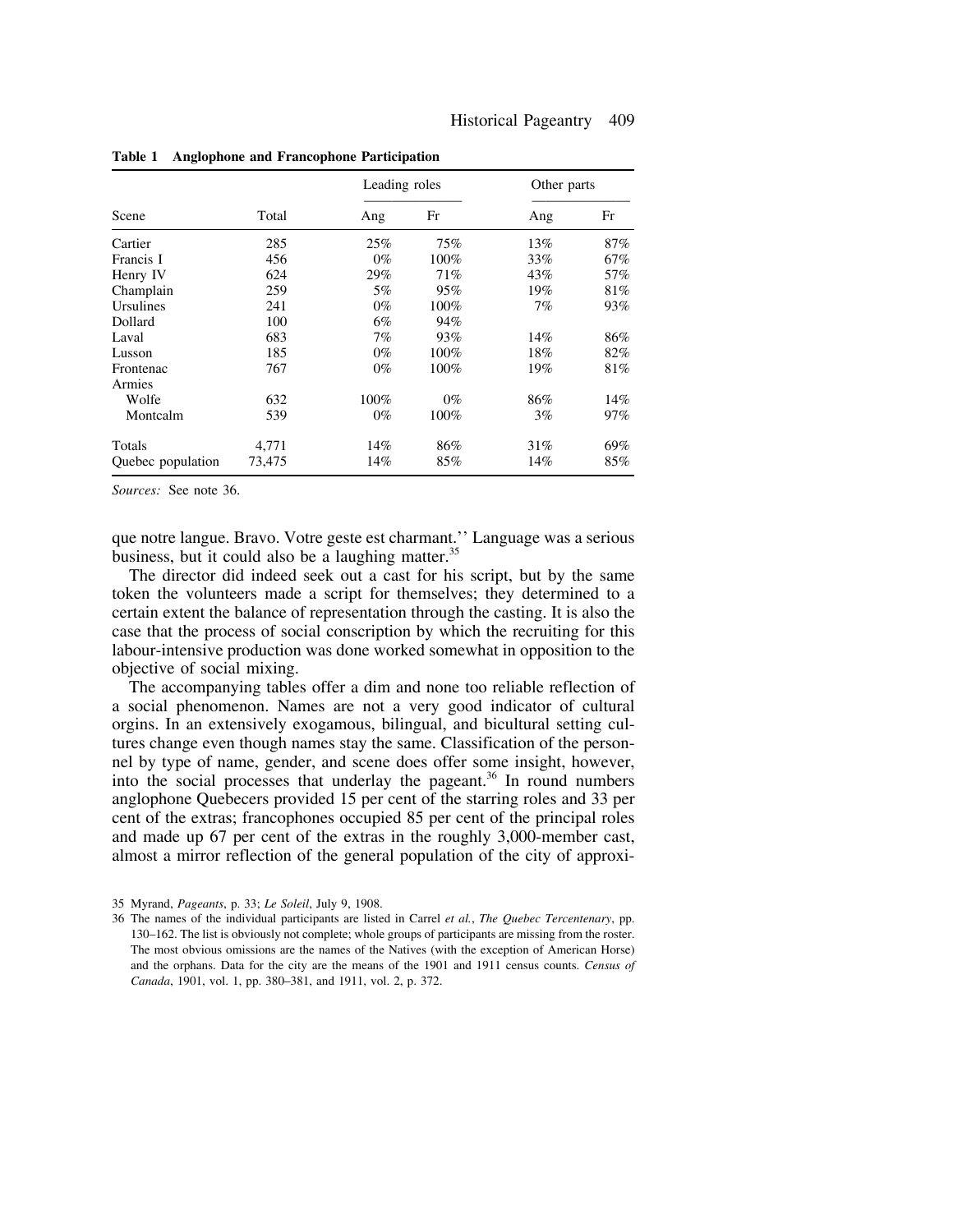**Table 1 Anglophone and Francophone Participation**

| Scene | Total | Leading roles | | Other parts | |
|---|---|---|---|---|---|
| | | Ang | Fr | Ang | Fr |
| Cartier | 285 | 25% | 75% | 13% | 87% |
| Francis I | 456 | 0% | 100% | 33% | 67% |
| Henry IV | 624 | 29% | 71% | 43% | 57% |
| Champlain | 259 | 5% | 95% | 19% | 81% |
| Ursulines | 241 | 0% | 100% | 7% | 93% |
| Dollard | 100 | 6% | 94% | | |
| Laval | 683 | 7% | 93% | 14% | 86% |
| Lusson | 185 | 0% | 100% | 18% | 82% |
| Frontenac | 767 | 0% | 100% | 19% | 81% |
| Armies | | | | | |
| Wolfe | 632 | 100% | 0% | 86% | 14% |
| Montcalm | 539 | 0% | 100% | 3% | 97% |
| Totals | 4,771 | 14% | 86% | 31% | 69% |
| Quebec population | 73,475 | 14% | 85% | 14% | 85% |

*Sources:* See note 36.

que notre langue. Bravo. Votre geste est charmant.'' Language was a serious business, but it could also be a laughing matter.[35]

The director did indeed seek out a cast for his script, but by the same token the volunteers made a script for themselves; they determined to a certain extent the balance of representation through the casting. It is also the case that the process of social conscription by which the recruiting for this labour-intensive production was done worked somewhat in opposition to the objective of social mixing.

The accompanying tables offer a dim and none too reliable reflection of a social phenomenon. Names are not a very good indicator of cultural orgins. In an extensively exogamous, bilingual, and bicultural setting cultures change even though names stay the same. Classification of the personnel by type of name, gender, and scene does offer some insight, however, into the social processes that underlay the pageant.[36] In round numbers anglophone Quebecers provided 15 per cent of the starring roles and 33 per cent of the extras; francophones occupied 85 per cent of the principal roles and made up 67 per cent of the extras in the roughly 3,000-member cast, almost a mirror reflection of the general population of the city of approxi-

35 Myrand, *Pageants*, p. 33; *Le Soleil*, July 9, 1908.

36 The names of the individual participants are listed in Carrel *et al.*, *The Quebec Tercentenary*, pp. 130–162. The list is obviously not complete; whole groups of participants are missing from the roster. The most obvious omissions are the names of the Natives (with the exception of American Horse) and the orphans. Data for the city are the means of the 1901 and 1911 census counts. *Census of Canada*, 1901, vol. 1, pp. 380–381, and 1911, vol. 2, p. 372.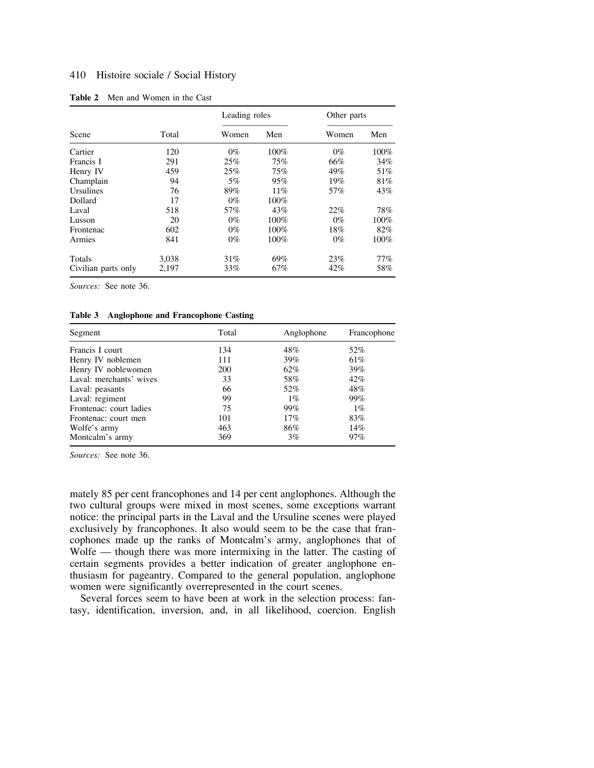**Table 2** Men and Women in the Cast

| Scene | Total | Leading roles | | Other parts | |
|---|---|---|---|---|---|
| | | Women | Men | Women | Men |
| Cartier | 120 | 0% | 100% | 0% | 100% |
| Francis I | 291 | 25% | 75% | 66% | 34% |
| Henry IV | 459 | 25% | 75% | 49% | 51% |
| Champlain | 94 | 5% | 95% | 19% | 81% |
| Ursulines | 76 | 89% | 11% | 57% | 43% |
| Dollard | 17 | 0% | 100% | | |
| Laval | 518 | 57% | 43% | 22% | 78% |
| Lusson | 20 | 0% | 100% | 0% | 100% |
| Frontenac | 602 | 0% | 100% | 18% | 82% |
| Armies | 841 | 0% | 100% | 0% | 100% |
| Totals | 3,038 | 31% | 69% | 23% | 77% |
| Civilian parts only | 2,197 | 33% | 67% | 42% | 58% |

*Sources:* See note 36.

**Table 3 Anglophone and Francophone Casting**

| Segment | Total | Anglophone | Francophone |
|---|---|---|---|
| Francis I court | 134 | 48% | 52% |
| Henry IV noblemen | 111 | 39% | 61% |
| Henry IV noblewomen | 200 | 62% | 39% |
| Laval: merchants' wives | 33 | 58% | 42% |
| Laval: peasants | 66 | 52% | 48% |
| Laval: regiment | 99 | 1% | 99% |
| Frontenac: court ladies | 75 | 99% | 1% |
| Frontenac: court men | 101 | 17% | 83% |
| Wolfe's army | 463 | 86% | 14% |
| Montcalm's army | 369 | 3% | 97% |

*Sources:* See note 36.

mately 85 per cent francophones and 14 per cent anglophones. Although the two cultural groups were mixed in most scenes, some exceptions warrant notice: the principal parts in the Laval and the Ursuline scenes were played exclusively by francophones. It also would seem to be the case that francophones made up the ranks of Montcalm's army, anglophones that of Wolfe — though there was more intermixing in the latter. The casting of certain segments provides a better indication of greater anglophone enthusiasm for pageantry. Compared to the general population, anglophone women were significantly overrepresented in the court scenes.

Several forces seem to have been at work in the selection process: fantasy, identification, inversion, and, in all likelihood, coercion. English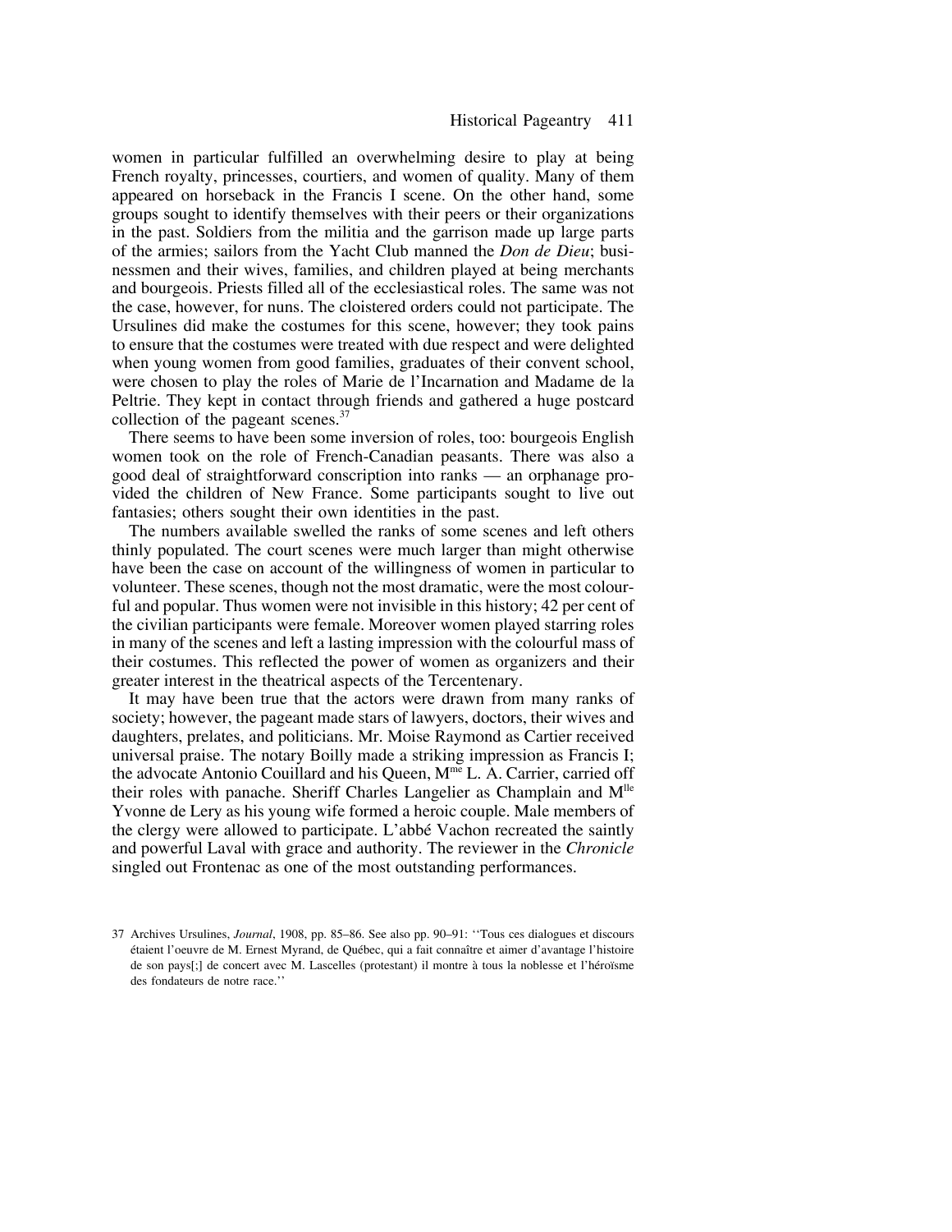women in particular fulfilled an overwhelming desire to play at being French royalty, princesses, courtiers, and women of quality. Many of them appeared on horseback in the Francis I scene. On the other hand, some groups sought to identify themselves with their peers or their organizations in the past. Soldiers from the militia and the garrison made up large parts of the armies; sailors from the Yacht Club manned the *Don de Dieu*; businessmen and their wives, families, and children played at being merchants and bourgeois. Priests filled all of the ecclesiastical roles. The same was not the case, however, for nuns. The cloistered orders could not participate. The Ursulines did make the costumes for this scene, however; they took pains to ensure that the costumes were treated with due respect and were delighted when young women from good families, graduates of their convent school, were chosen to play the roles of Marie de l'Incarnation and Madame de la Peltrie. They kept in contact through friends and gathered a huge postcard collection of the pageant scenes.[37]

There seems to have been some inversion of roles, too: bourgeois English women took on the role of French-Canadian peasants. There was also a good deal of straightforward conscription into ranks — an orphanage provided the children of New France. Some participants sought to live out fantasies; others sought their own identities in the past.

The numbers available swelled the ranks of some scenes and left others thinly populated. The court scenes were much larger than might otherwise have been the case on account of the willingness of women in particular to volunteer. These scenes, though not the most dramatic, were the most colourful and popular. Thus women were not invisible in this history; 42 per cent of the civilian participants were female. Moreover women played starring roles in many of the scenes and left a lasting impression with the colourful mass of their costumes. This reflected the power of women as organizers and their greater interest in the theatrical aspects of the Tercentenary.

It may have been true that the actors were drawn from many ranks of society; however, the pageant made stars of lawyers, doctors, their wives and daughters, prelates, and politicians. Mr. Moise Raymond as Cartier received universal praise. The notary Boilly made a striking impression as Francis I; the advocate Antonio Couillard and his Queen, M^me^ L. A. Carrier, carried off their roles with panache. Sheriff Charles Langelier as Champlain and M^lle^ Yvonne de Lery as his young wife formed a heroic couple. Male members of the clergy were allowed to participate. L'abbé Vachon recreated the saintly and powerful Laval with grace and authority. The reviewer in the *Chronicle* singled out Frontenac as one of the most outstanding performances.

37 Archives Ursulines, *Journal*, 1908, pp. 85–86. See also pp. 90–91: ''Tous ces dialogues et discours étaient l'oeuvre de M. Ernest Myrand, de Québec, qui a fait connaître et aimer d'avantage l'histoire de son pays[;] de concert avec M. Lascelles (protestant) il montre à tous la noblesse et l'héroïsme des fondateurs de notre race.''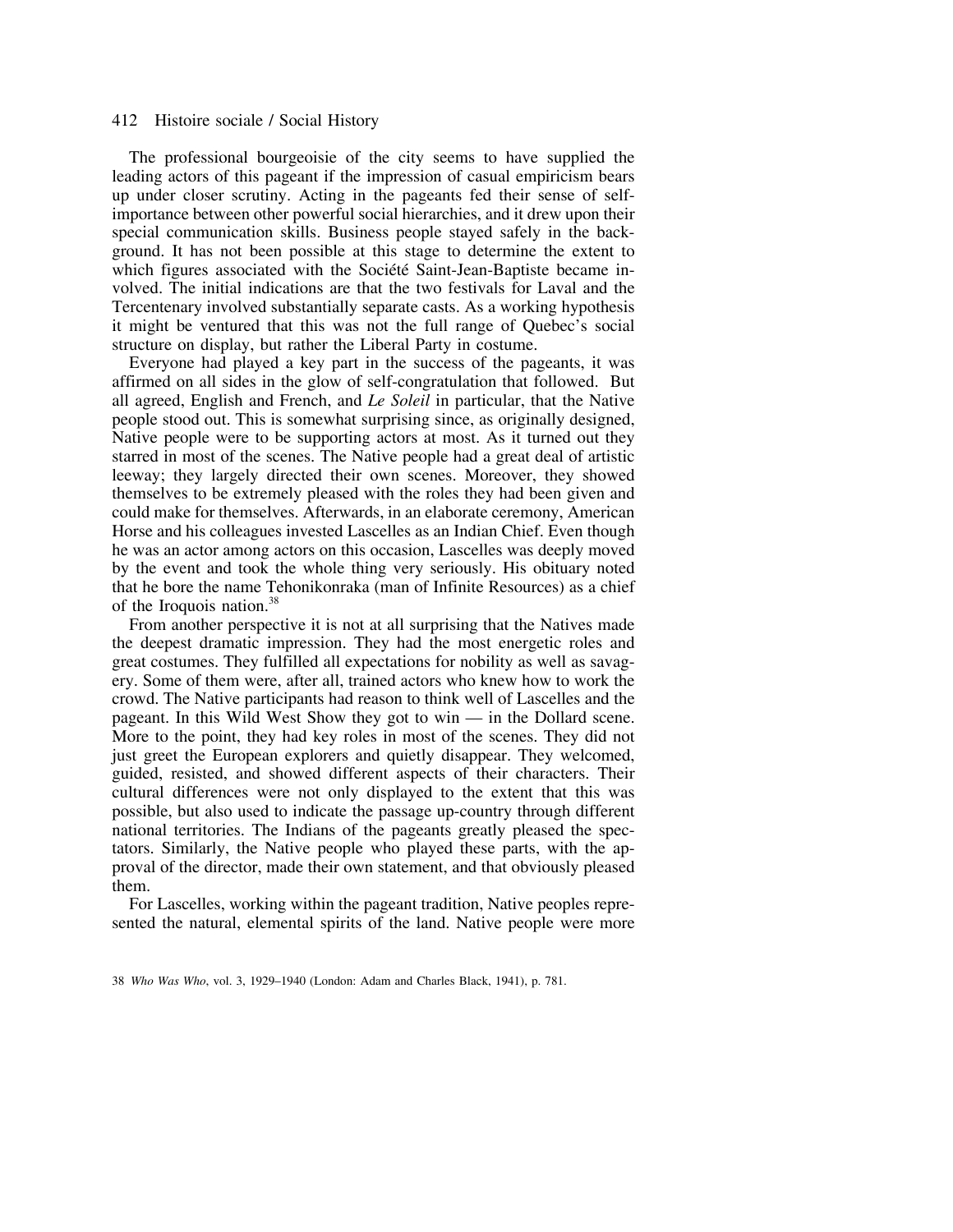The professional bourgeoisie of the city seems to have supplied the leading actors of this pageant if the impression of casual empiricism bears up under closer scrutiny. Acting in the pageants fed their sense of self-importance between other powerful social hierarchies, and it drew upon their special communication skills. Business people stayed safely in the background. It has not been possible at this stage to determine the extent to which figures associated with the Société Saint-Jean-Baptiste became involved. The initial indications are that the two festivals for Laval and the Tercentenary involved substantially separate casts. As a working hypothesis it might be ventured that this was not the full range of Quebec's social structure on display, but rather the Liberal Party in costume.

Everyone had played a key part in the success of the pageants, it was affirmed on all sides in the glow of self-congratulation that followed. But all agreed, English and French, and *Le Soleil* in particular, that the Native people stood out. This is somewhat surprising since, as originally designed, Native people were to be supporting actors at most. As it turned out they starred in most of the scenes. The Native people had a great deal of artistic leeway; they largely directed their own scenes. Moreover, they showed themselves to be extremely pleased with the roles they had been given and could make for themselves. Afterwards, in an elaborate ceremony, American Horse and his colleagues invested Lascelles as an Indian Chief. Even though he was an actor among actors on this occasion, Lascelles was deeply moved by the event and took the whole thing very seriously. His obituary noted that he bore the name Tehonikonraka (man of Infinite Resources) as a chief of the Iroquois nation.[38]

From another perspective it is not at all surprising that the Natives made the deepest dramatic impression. They had the most energetic roles and great costumes. They fulfilled all expectations for nobility as well as savagery. Some of them were, after all, trained actors who knew how to work the crowd. The Native participants had reason to think well of Lascelles and the pageant. In this Wild West Show they got to win — in the Dollard scene. More to the point, they had key roles in most of the scenes. They did not just greet the European explorers and quietly disappear. They welcomed, guided, resisted, and showed different aspects of their characters. Their cultural differences were not only displayed to the extent that this was possible, but also used to indicate the passage up-country through different national territories. The Indians of the pageants greatly pleased the spectators. Similarly, the Native people who played these parts, with the approval of the director, made their own statement, and that obviously pleased them.

For Lascelles, working within the pageant tradition, Native peoples represented the natural, elemental spirits of the land. Native people were more

38 *Who Was Who*, vol. 3, 1929–1940 (London: Adam and Charles Black, 1941), p. 781.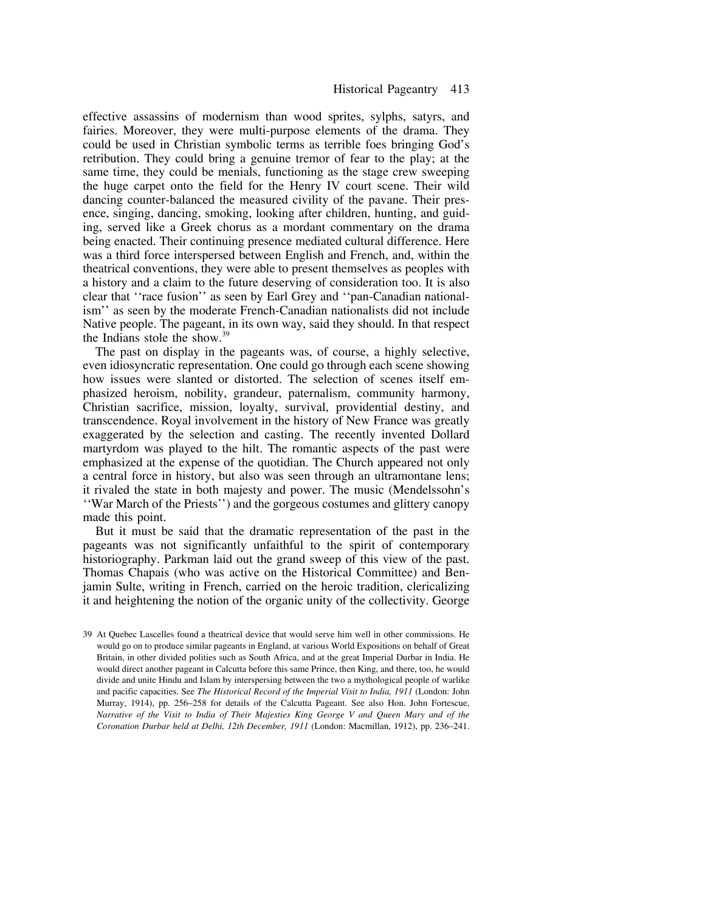effective assassins of modernism than wood sprites, sylphs, satyrs, and fairies. Moreover, they were multi-purpose elements of the drama. They could be used in Christian symbolic terms as terrible foes bringing God's retribution. They could bring a genuine tremor of fear to the play; at the same time, they could be menials, functioning as the stage crew sweeping the huge carpet onto the field for the Henry IV court scene. Their wild dancing counter-balanced the measured civility of the pavane. Their presence, singing, dancing, smoking, looking after children, hunting, and guiding, served like a Greek chorus as a mordant commentary on the drama being enacted. Their continuing presence mediated cultural difference. Here was a third force interspersed between English and French, and, within the theatrical conventions, they were able to present themselves as peoples with a history and a claim to the future deserving of consideration too. It is also clear that ''race fusion'' as seen by Earl Grey and ''pan-Canadian nationalism'' as seen by the moderate French-Canadian nationalists did not include Native people. The pageant, in its own way, said they should. In that respect the Indians stole the show.[39]

The past on display in the pageants was, of course, a highly selective, even idiosyncratic representation. One could go through each scene showing how issues were slanted or distorted. The selection of scenes itself emphasized heroism, nobility, grandeur, paternalism, community harmony, Christian sacrifice, mission, loyalty, survival, providential destiny, and transcendence. Royal involvement in the history of New France was greatly exaggerated by the selection and casting. The recently invented Dollard martyrdom was played to the hilt. The romantic aspects of the past were emphasized at the expense of the quotidian. The Church appeared not only a central force in history, but also was seen through an ultramontane lens; it rivaled the state in both majesty and power. The music (Mendelssohn's ''War March of the Priests'') and the gorgeous costumes and glittery canopy made this point.

But it must be said that the dramatic representation of the past in the pageants was not significantly unfaithful to the spirit of contemporary historiography. Parkman laid out the grand sweep of this view of the past. Thomas Chapais (who was active on the Historical Committee) and Benjamin Sulte, writing in French, carried on the heroic tradition, clericalizing it and heightening the notion of the organic unity of the collectivity. George

39 At Quebec Lascelles found a theatrical device that would serve him well in other commissions. He would go on to produce similar pageants in England, at various World Expositions on behalf of Great Britain, in other divided polities such as South Africa, and at the great Imperial Durbar in India. He would direct another pageant in Calcutta before this same Prince, then King, and there, too, he would divide and unite Hindu and Islam by interspersing between the two a mythological people of warlike and pacific capacities. See *The Historical Record of the Imperial Visit to India, 1911* (London: John Murray, 1914), pp. 256–258 for details of the Calcutta Pageant. See also Hon. John Fortescue, *Narrative of the Visit to India of Their Majesties King George V and Queen Mary and of the Coronation Durbar held at Delhi, 12th December, 1911* (London: Macmillan, 1912), pp. 236–241.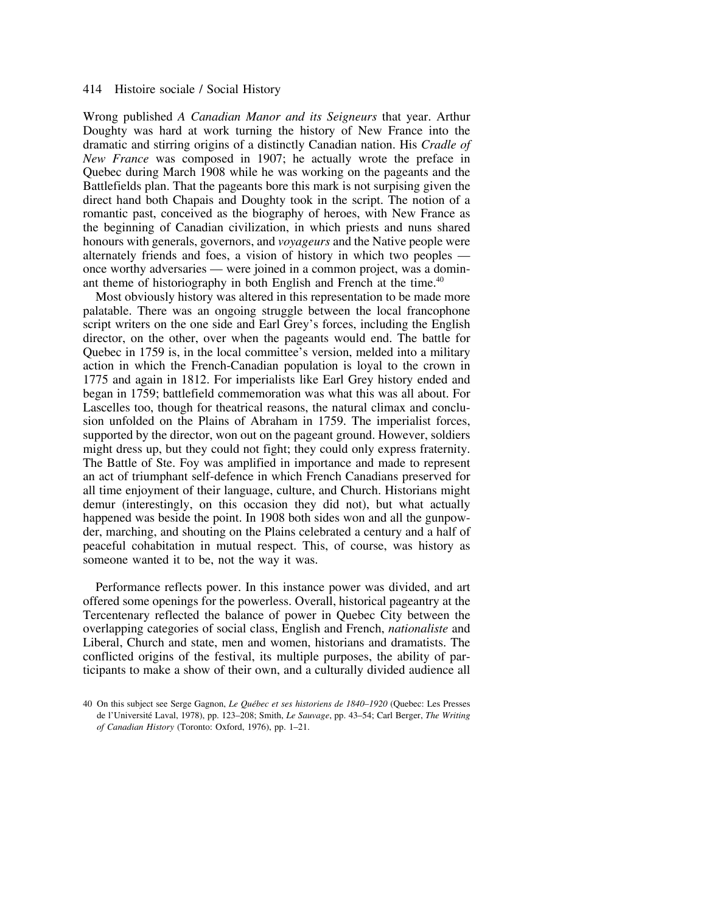Wrong published *A Canadian Manor and its Seigneurs* that year. Arthur Doughty was hard at work turning the history of New France into the dramatic and stirring origins of a distinctly Canadian nation. His *Cradle of New France* was composed in 1907; he actually wrote the preface in Quebec during March 1908 while he was working on the pageants and the Battlefields plan. That the pageants bore this mark is not surpising given the direct hand both Chapais and Doughty took in the script. The notion of a romantic past, conceived as the biography of heroes, with New France as the beginning of Canadian civilization, in which priests and nuns shared honours with generals, governors, and *voyageurs* and the Native people were alternately friends and foes, a vision of history in which two peoples — once worthy adversaries — were joined in a common project, was a dominant theme of historiography in both English and French at the time.[40]

Most obviously history was altered in this representation to be made more palatable. There was an ongoing struggle between the local francophone script writers on the one side and Earl Grey's forces, including the English director, on the other, over when the pageants would end. The battle for Quebec in 1759 is, in the local committee's version, melded into a military action in which the French-Canadian population is loyal to the crown in 1775 and again in 1812. For imperialists like Earl Grey history ended and began in 1759; battlefield commemoration was what this was all about. For Lascelles too, though for theatrical reasons, the natural climax and conclusion unfolded on the Plains of Abraham in 1759. The imperialist forces, supported by the director, won out on the pageant ground. However, soldiers might dress up, but they could not fight; they could only express fraternity. The Battle of Ste. Foy was amplified in importance and made to represent an act of triumphant self-defence in which French Canadians preserved for all time enjoyment of their language, culture, and Church. Historians might demur (interestingly, on this occasion they did not), but what actually happened was beside the point. In 1908 both sides won and all the gunpowder, marching, and shouting on the Plains celebrated a century and a half of peaceful cohabitation in mutual respect. This, of course, was history as someone wanted it to be, not the way it was.

Performance reflects power. In this instance power was divided, and art offered some openings for the powerless. Overall, historical pageantry at the Tercentenary reflected the balance of power in Quebec City between the overlapping categories of social class, English and French, *nationaliste* and Liberal, Church and state, men and women, historians and dramatists. The conflicted origins of the festival, its multiple purposes, the ability of participants to make a show of their own, and a culturally divided audience all

40 On this subject see Serge Gagnon, *Le Québec et ses historiens de 1840–1920* (Quebec: Les Presses de l'Université Laval, 1978), pp. 123–208; Smith, *Le Sauvage*, pp. 43–54; Carl Berger, *The Writing of Canadian History* (Toronto: Oxford, 1976), pp. 1–21.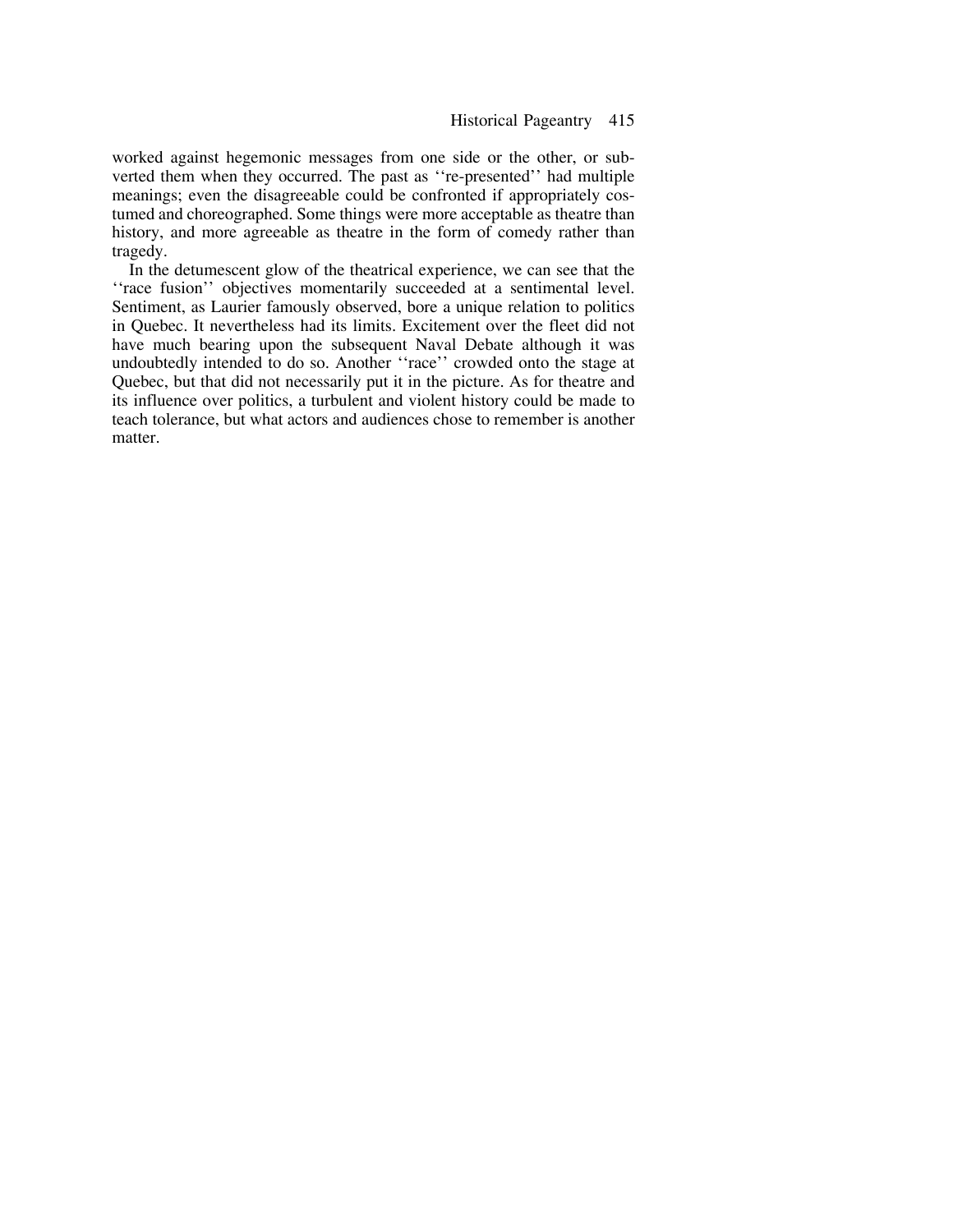worked against hegemonic messages from one side or the other, or subverted them when they occurred. The past as ''re-presented'' had multiple meanings; even the disagreeable could be confronted if appropriately costumed and choreographed. Some things were more acceptable as theatre than history, and more agreeable as theatre in the form of comedy rather than tragedy.

In the detumescent glow of the theatrical experience, we can see that the ''race fusion'' objectives momentarily succeeded at a sentimental level. Sentiment, as Laurier famously observed, bore a unique relation to politics in Quebec. It nevertheless had its limits. Excitement over the fleet did not have much bearing upon the subsequent Naval Debate although it was undoubtedly intended to do so. Another ''race'' crowded onto the stage at Quebec, but that did not necessarily put it in the picture. As for theatre and its influence over politics, a turbulent and violent history could be made to teach tolerance, but what actors and audiences chose to remember is another matter.